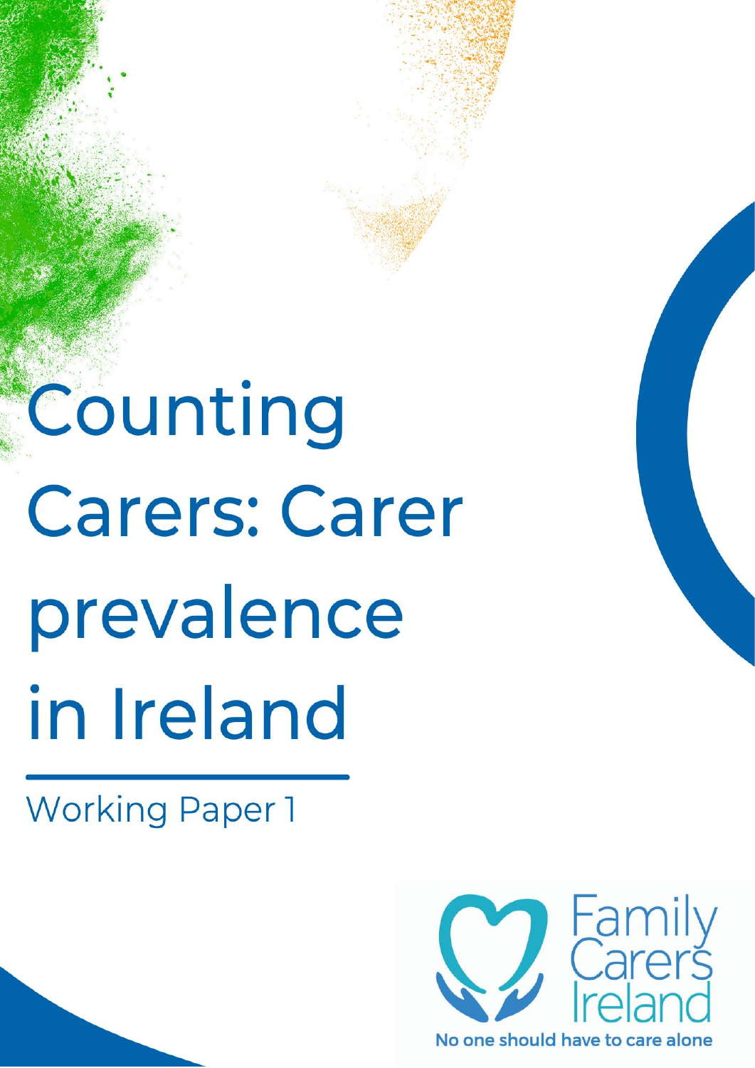# Counting Carers: Carer prevalence in Ireland

Working Paper 1

Family Carers Ireland

No one should have to care alone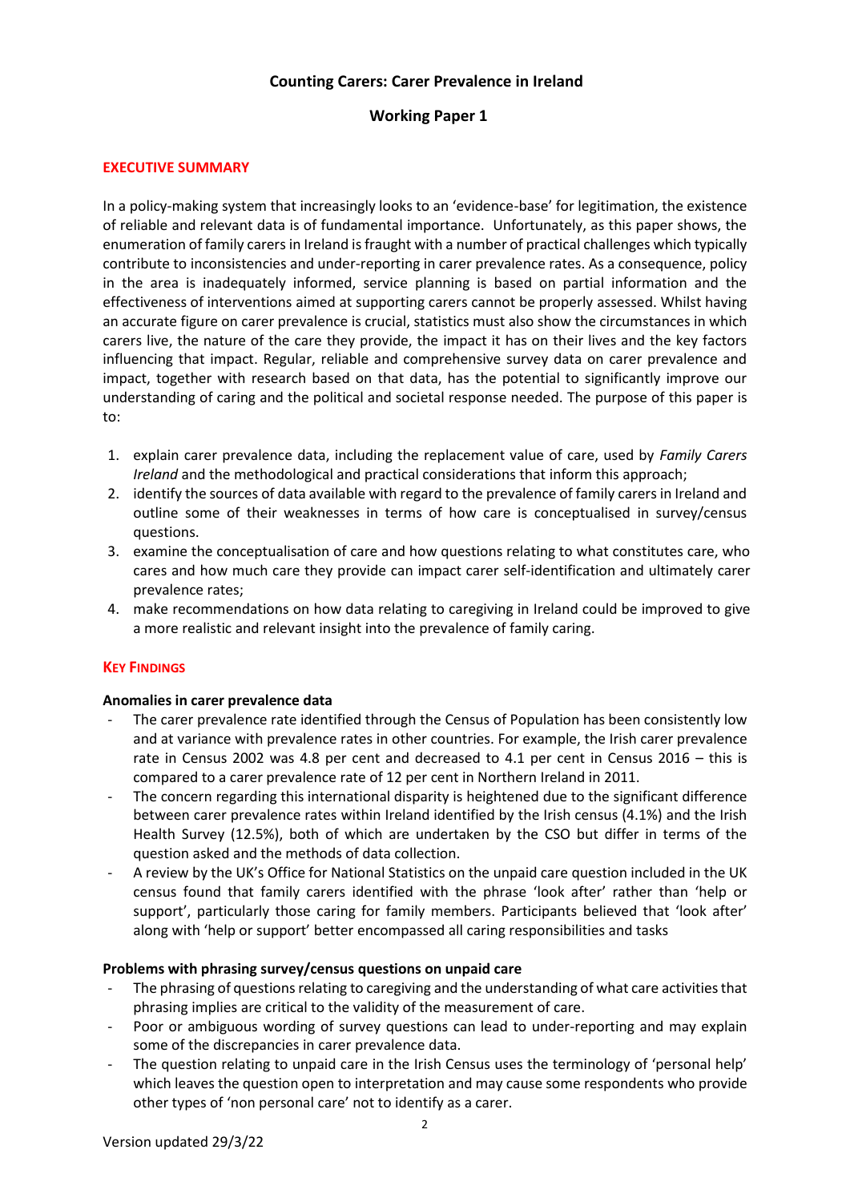**Counting Carers: Carer Prevalence in Ireland**

**Working Paper 1**

## EXECUTIVE SUMMARY

In a policy-making system that increasingly looks to an 'evidence-base' for legitimation, the existence of reliable and relevant data is of fundamental importance. Unfortunately, as this paper shows, the enumeration of family carers in Ireland is fraught with a number of practical challenges which typically contribute to inconsistencies and under-reporting in carer prevalence rates. As a consequence, policy in the area is inadequately informed, service planning is based on partial information and the effectiveness of interventions aimed at supporting carers cannot be properly assessed. Whilst having an accurate figure on carer prevalence is crucial, statistics must also show the circumstances in which carers live, the nature of the care they provide, the impact it has on their lives and the key factors influencing that impact. Regular, reliable and comprehensive survey data on carer prevalence and impact, together with research based on that data, has the potential to significantly improve our understanding of caring and the political and societal response needed. The purpose of this paper is to:

1. explain carer prevalence data, including the replacement value of care, used by *Family Carers Ireland* and the methodological and practical considerations that inform this approach;
2. identify the sources of data available with regard to the prevalence of family carers in Ireland and outline some of their weaknesses in terms of how care is conceptualised in survey/census questions.
3. examine the conceptualisation of care and how questions relating to what constitutes care, who cares and how much care they provide can impact carer self-identification and ultimately carer prevalence rates;
4. make recommendations on how data relating to caregiving in Ireland could be improved to give a more realistic and relevant insight into the prevalence of family caring.

## KEY FINDINGS

**Anomalies in carer prevalence data**

- The carer prevalence rate identified through the Census of Population has been consistently low and at variance with prevalence rates in other countries. For example, the Irish carer prevalence rate in Census 2002 was 4.8 per cent and decreased to 4.1 per cent in Census 2016 – this is compared to a carer prevalence rate of 12 per cent in Northern Ireland in 2011.
- The concern regarding this international disparity is heightened due to the significant difference between carer prevalence rates within Ireland identified by the Irish census (4.1%) and the Irish Health Survey (12.5%), both of which are undertaken by the CSO but differ in terms of the question asked and the methods of data collection.
- A review by the UK's Office for National Statistics on the unpaid care question included in the UK census found that family carers identified with the phrase 'look after' rather than 'help or support', particularly those caring for family members. Participants believed that 'look after' along with 'help or support' better encompassed all caring responsibilities and tasks

**Problems with phrasing survey/census questions on unpaid care**

- The phrasing of questions relating to caregiving and the understanding of what care activities that phrasing implies are critical to the validity of the measurement of care.
- Poor or ambiguous wording of survey questions can lead to under-reporting and may explain some of the discrepancies in carer prevalence data.
- The question relating to unpaid care in the Irish Census uses the terminology of 'personal help' which leaves the question open to interpretation and may cause some respondents who provide other types of 'non personal care' not to identify as a carer.

Version updated 29/3/22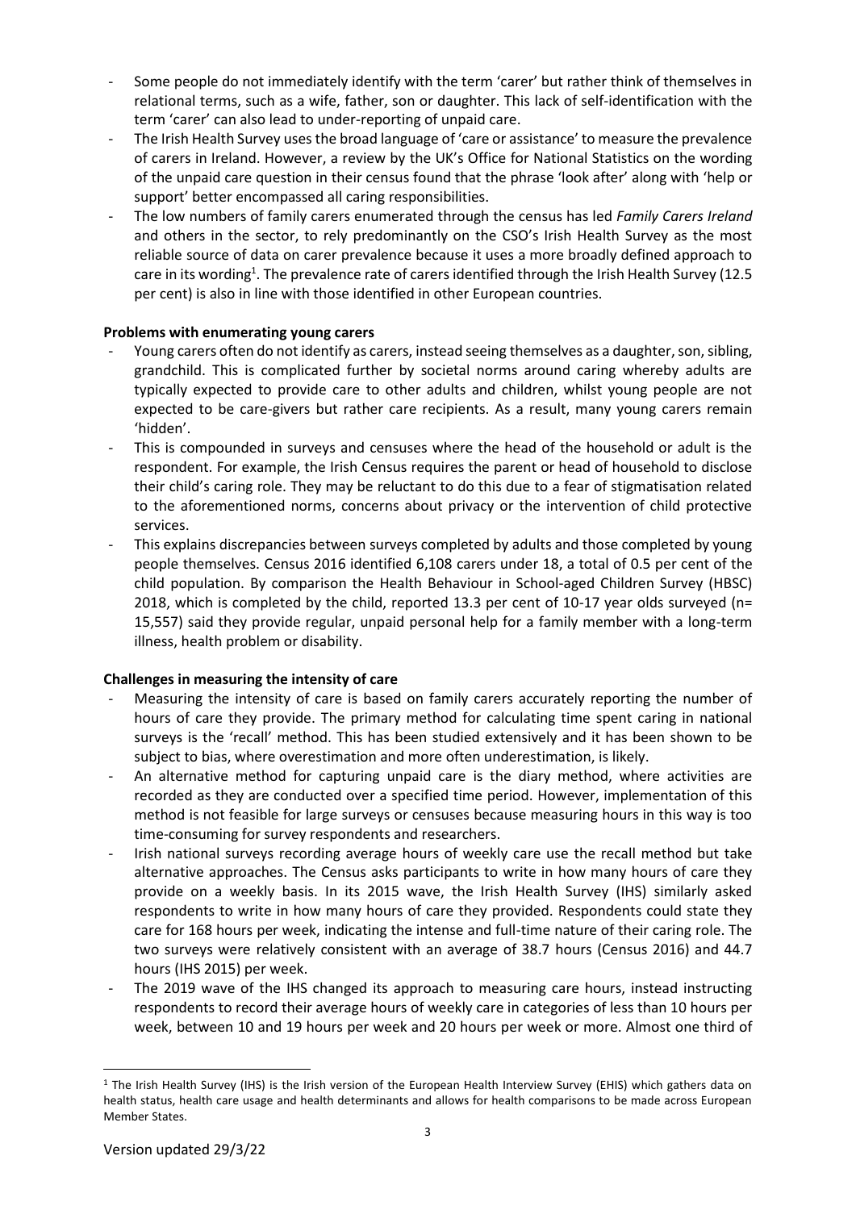- Some people do not immediately identify with the term 'carer' but rather think of themselves in relational terms, such as a wife, father, son or daughter. This lack of self-identification with the term 'carer' can also lead to under-reporting of unpaid care.
- The Irish Health Survey uses the broad language of 'care or assistance' to measure the prevalence of carers in Ireland. However, a review by the UK's Office for National Statistics on the wording of the unpaid care question in their census found that the phrase 'look after' along with 'help or support' better encompassed all caring responsibilities.
- The low numbers of family carers enumerated through the census has led *Family Carers Ireland* and others in the sector, to rely predominantly on the CSO's Irish Health Survey as the most reliable source of data on carer prevalence because it uses a more broadly defined approach to care in its wording[1]. The prevalence rate of carers identified through the Irish Health Survey (12.5 per cent) is also in line with those identified in other European countries.

**Problems with enumerating young carers**

- Young carers often do not identify as carers, instead seeing themselves as a daughter, son, sibling, grandchild. This is complicated further by societal norms around caring whereby adults are typically expected to provide care to other adults and children, whilst young people are not expected to be care-givers but rather care recipients. As a result, many young carers remain 'hidden'.
- This is compounded in surveys and censuses where the head of the household or adult is the respondent. For example, the Irish Census requires the parent or head of household to disclose their child's caring role. They may be reluctant to do this due to a fear of stigmatisation related to the aforementioned norms, concerns about privacy or the intervention of child protective services.
- This explains discrepancies between surveys completed by adults and those completed by young people themselves. Census 2016 identified 6,108 carers under 18, a total of 0.5 per cent of the child population. By comparison the Health Behaviour in School-aged Children Survey (HBSC) 2018, which is completed by the child, reported 13.3 per cent of 10-17 year olds surveyed (n= 15,557) said they provide regular, unpaid personal help for a family member with a long-term illness, health problem or disability.

**Challenges in measuring the intensity of care**

- Measuring the intensity of care is based on family carers accurately reporting the number of hours of care they provide. The primary method for calculating time spent caring in national surveys is the 'recall' method. This has been studied extensively and it has been shown to be subject to bias, where overestimation and more often underestimation, is likely.
- An alternative method for capturing unpaid care is the diary method, where activities are recorded as they are conducted over a specified time period. However, implementation of this method is not feasible for large surveys or censuses because measuring hours in this way is too time-consuming for survey respondents and researchers.
- Irish national surveys recording average hours of weekly care use the recall method but take alternative approaches. The Census asks participants to write in how many hours of care they provide on a weekly basis. In its 2015 wave, the Irish Health Survey (IHS) similarly asked respondents to write in how many hours of care they provided. Respondents could state they care for 168 hours per week, indicating the intense and full-time nature of their caring role. The two surveys were relatively consistent with an average of 38.7 hours (Census 2016) and 44.7 hours (IHS 2015) per week.
- The 2019 wave of the IHS changed its approach to measuring care hours, instead instructing respondents to record their average hours of weekly care in categories of less than 10 hours per week, between 10 and 19 hours per week and 20 hours per week or more. Almost one third of

[1] The Irish Health Survey (IHS) is the Irish version of the European Health Interview Survey (EHIS) which gathers data on health status, health care usage and health determinants and allows for health comparisons to be made across European Member States.

Version updated 29/3/22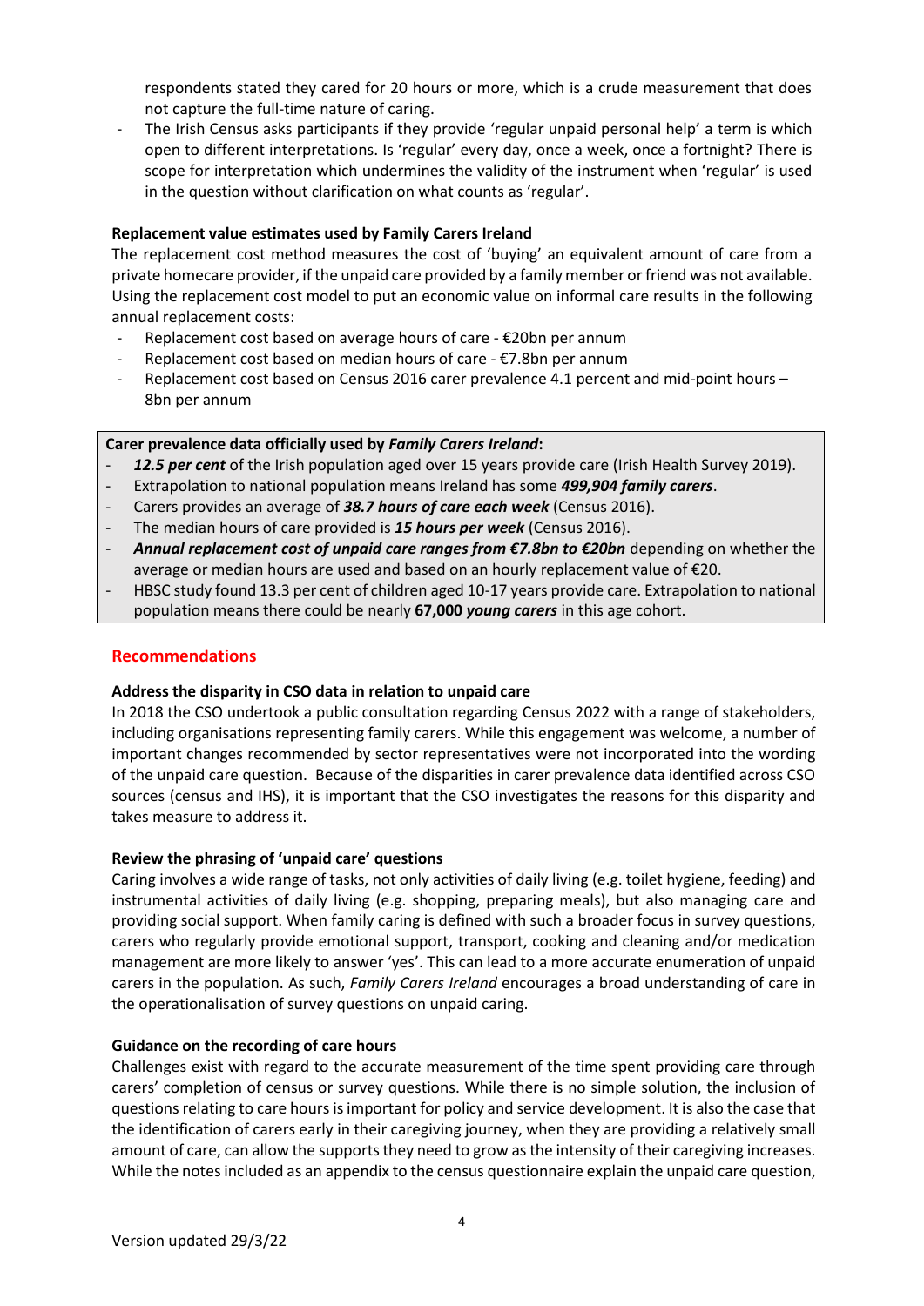respondents stated they cared for 20 hours or more, which is a crude measurement that does not capture the full-time nature of caring.

- The Irish Census asks participants if they provide 'regular unpaid personal help' a term is which open to different interpretations. Is 'regular' every day, once a week, once a fortnight? There is scope for interpretation which undermines the validity of the instrument when 'regular' is used in the question without clarification on what counts as 'regular'.

**Replacement value estimates used by Family Carers Ireland**

The replacement cost method measures the cost of 'buying' an equivalent amount of care from a private homecare provider, if the unpaid care provided by a family member or friend was not available. Using the replacement cost model to put an economic value on informal care results in the following annual replacement costs:

- Replacement cost based on average hours of care - €20bn per annum
- Replacement cost based on median hours of care - €7.8bn per annum
- Replacement cost based on Census 2016 carer prevalence 4.1 percent and mid-point hours – 8bn per annum

**Carer prevalence data officially used by *Family Carers Ireland*:**

- ***12.5 per cent*** of the Irish population aged over 15 years provide care (Irish Health Survey 2019).
- Extrapolation to national population means Ireland has some ***499,904 family carers***.
- Carers provides an average of ***38.7 hours of care each week*** (Census 2016).
- The median hours of care provided is ***15 hours per week*** (Census 2016).
- ***Annual replacement cost of unpaid care ranges from €7.8bn to €20bn*** depending on whether the average or median hours are used and based on an hourly replacement value of €20.
- HBSC study found 13.3 per cent of children aged 10-17 years provide care. Extrapolation to national population means there could be nearly **67,000** ***young carers*** in this age cohort.

## Recommendations

**Address the disparity in CSO data in relation to unpaid care**

In 2018 the CSO undertook a public consultation regarding Census 2022 with a range of stakeholders, including organisations representing family carers. While this engagement was welcome, a number of important changes recommended by sector representatives were not incorporated into the wording of the unpaid care question. Because of the disparities in carer prevalence data identified across CSO sources (census and IHS), it is important that the CSO investigates the reasons for this disparity and takes measure to address it.

**Review the phrasing of 'unpaid care' questions**

Caring involves a wide range of tasks, not only activities of daily living (e.g. toilet hygiene, feeding) and instrumental activities of daily living (e.g. shopping, preparing meals), but also managing care and providing social support. When family caring is defined with such a broader focus in survey questions, carers who regularly provide emotional support, transport, cooking and cleaning and/or medication management are more likely to answer 'yes'. This can lead to a more accurate enumeration of unpaid carers in the population. As such, *Family Carers Ireland* encourages a broad understanding of care in the operationalisation of survey questions on unpaid caring.

**Guidance on the recording of care hours**

Challenges exist with regard to the accurate measurement of the time spent providing care through carers' completion of census or survey questions. While there is no simple solution, the inclusion of questions relating to care hours is important for policy and service development. It is also the case that the identification of carers early in their caregiving journey, when they are providing a relatively small amount of care, can allow the supports they need to grow as the intensity of their caregiving increases. While the notes included as an appendix to the census questionnaire explain the unpaid care question,

Version updated 29/3/22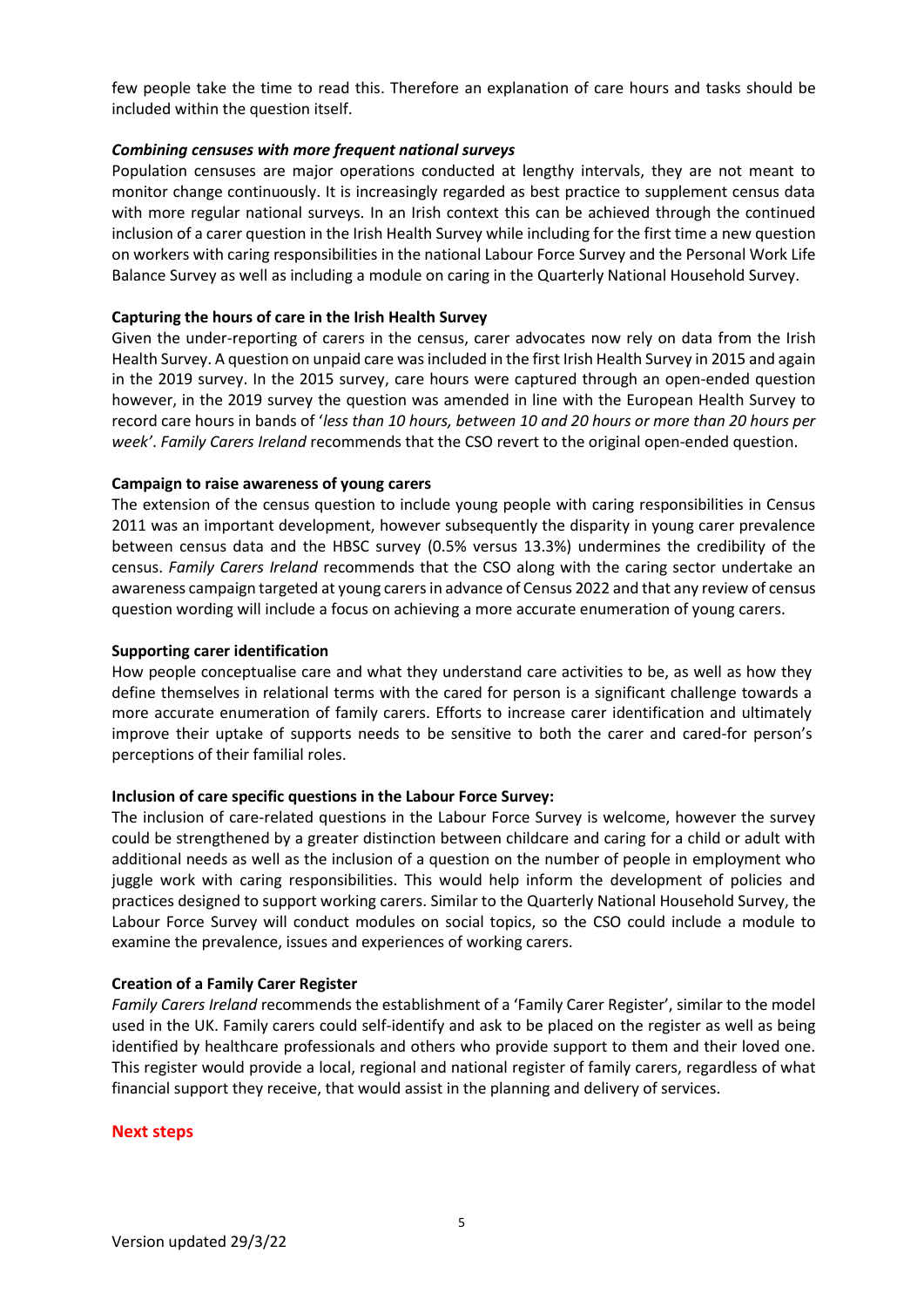few people take the time to read this. Therefore an explanation of care hours and tasks should be included within the question itself.

***Combining censuses with more frequent national surveys***

Population censuses are major operations conducted at lengthy intervals, they are not meant to monitor change continuously. It is increasingly regarded as best practice to supplement census data with more regular national surveys. In an Irish context this can be achieved through the continued inclusion of a carer question in the Irish Health Survey while including for the first time a new question on workers with caring responsibilities in the national Labour Force Survey and the Personal Work Life Balance Survey as well as including a module on caring in the Quarterly National Household Survey.

**Capturing the hours of care in the Irish Health Survey**

Given the under-reporting of carers in the census, carer advocates now rely on data from the Irish Health Survey. A question on unpaid care was included in the first Irish Health Survey in 2015 and again in the 2019 survey. In the 2015 survey, care hours were captured through an open-ended question however, in the 2019 survey the question was amended in line with the European Health Survey to record care hours in bands of '*less than 10 hours, between 10 and 20 hours or more than 20 hours per week'*. *Family Carers Ireland* recommends that the CSO revert to the original open-ended question.

**Campaign to raise awareness of young carers**

The extension of the census question to include young people with caring responsibilities in Census 2011 was an important development, however subsequently the disparity in young carer prevalence between census data and the HBSC survey (0.5% versus 13.3%) undermines the credibility of the census. *Family Carers Ireland* recommends that the CSO along with the caring sector undertake an awareness campaign targeted at young carers in advance of Census 2022 and that any review of census question wording will include a focus on achieving a more accurate enumeration of young carers.

**Supporting carer identification**

How people conceptualise care and what they understand care activities to be, as well as how they define themselves in relational terms with the cared for person is a significant challenge towards a more accurate enumeration of family carers. Efforts to increase carer identification and ultimately improve their uptake of supports needs to be sensitive to both the carer and cared-for person's perceptions of their familial roles.

**Inclusion of care specific questions in the Labour Force Survey:**

The inclusion of care-related questions in the Labour Force Survey is welcome, however the survey could be strengthened by a greater distinction between childcare and caring for a child or adult with additional needs as well as the inclusion of a question on the number of people in employment who juggle work with caring responsibilities. This would help inform the development of policies and practices designed to support working carers. Similar to the Quarterly National Household Survey, the Labour Force Survey will conduct modules on social topics, so the CSO could include a module to examine the prevalence, issues and experiences of working carers.

**Creation of a Family Carer Register**

*Family Carers Ireland* recommends the establishment of a 'Family Carer Register', similar to the model used in the UK. Family carers could self-identify and ask to be placed on the register as well as being identified by healthcare professionals and others who provide support to them and their loved one. This register would provide a local, regional and national register of family carers, regardless of what financial support they receive, that would assist in the planning and delivery of services.

## Next steps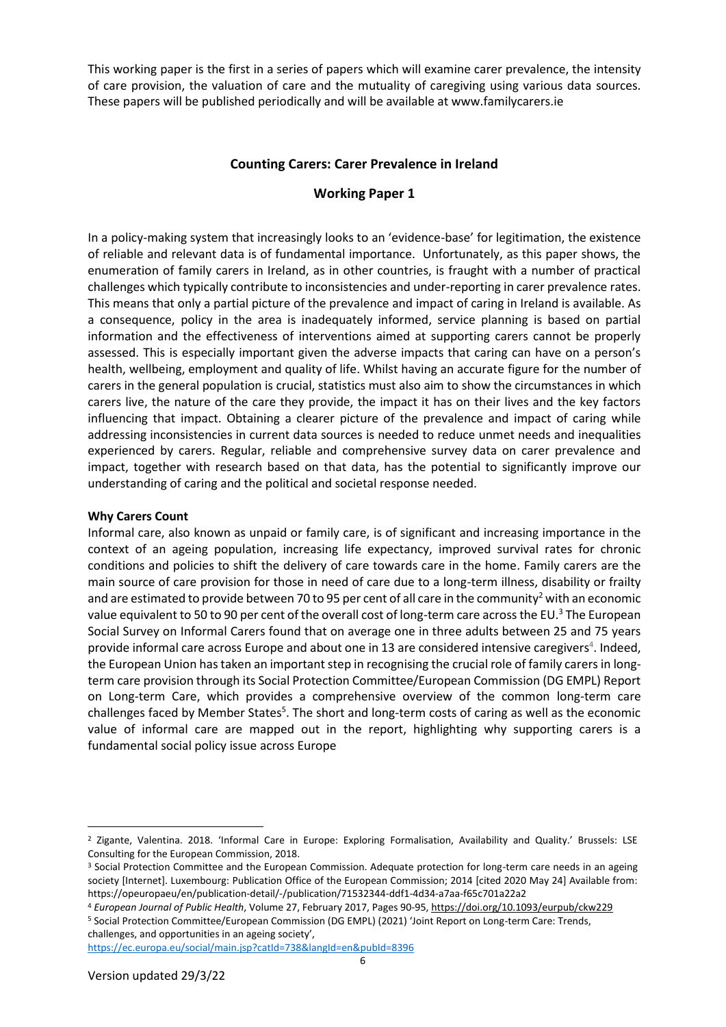This working paper is the first in a series of papers which will examine carer prevalence, the intensity of care provision, the valuation of care and the mutuality of caregiving using various data sources. These papers will be published periodically and will be available at www.familycarers.ie

## Counting Carers: Carer Prevalence in Ireland

### Working Paper 1

In a policy-making system that increasingly looks to an 'evidence-base' for legitimation, the existence of reliable and relevant data is of fundamental importance. Unfortunately, as this paper shows, the enumeration of family carers in Ireland, as in other countries, is fraught with a number of practical challenges which typically contribute to inconsistencies and under-reporting in carer prevalence rates. This means that only a partial picture of the prevalence and impact of caring in Ireland is available. As a consequence, policy in the area is inadequately informed, service planning is based on partial information and the effectiveness of interventions aimed at supporting carers cannot be properly assessed. This is especially important given the adverse impacts that caring can have on a person's health, wellbeing, employment and quality of life. Whilst having an accurate figure for the number of carers in the general population is crucial, statistics must also aim to show the circumstances in which carers live, the nature of the care they provide, the impact it has on their lives and the key factors influencing that impact. Obtaining a clearer picture of the prevalence and impact of caring while addressing inconsistencies in current data sources is needed to reduce unmet needs and inequalities experienced by carers. Regular, reliable and comprehensive survey data on carer prevalence and impact, together with research based on that data, has the potential to significantly improve our understanding of caring and the political and societal response needed.

**Why Carers Count**

Informal care, also known as unpaid or family care, is of significant and increasing importance in the context of an ageing population, increasing life expectancy, improved survival rates for chronic conditions and policies to shift the delivery of care towards care in the home. Family carers are the main source of care provision for those in need of care due to a long-term illness, disability or frailty and are estimated to provide between 70 to 95 per cent of all care in the community[2] with an economic value equivalent to 50 to 90 per cent of the overall cost of long-term care across the EU.[3] The European Social Survey on Informal Carers found that on average one in three adults between 25 and 75 years provide informal care across Europe and about one in 13 are considered intensive caregivers[4]. Indeed, the European Union has taken an important step in recognising the crucial role of family carers in long-term care provision through its Social Protection Committee/European Commission (DG EMPL) Report on Long-term Care, which provides a comprehensive overview of the common long-term care challenges faced by Member States[5]. The short and long-term costs of caring as well as the economic value of informal care are mapped out in the report, highlighting why supporting carers is a fundamental social policy issue across Europe

---

[2] Zigante, Valentina. 2018. 'Informal Care in Europe: Exploring Formalisation, Availability and Quality.' Brussels: LSE Consulting for the European Commission, 2018.

[3] Social Protection Committee and the European Commission. Adequate protection for long-term care needs in an ageing society [Internet]. Luxembourg: Publication Office of the European Commission; 2014 [cited 2020 May 24] Available from: https://opeuropaeu/en/publication-detail/-/publication/71532344-ddf1-4d34-a7aa-f65c701a22a2

[4] *European Journal of Public Health*, Volume 27, February 2017, Pages 90-95, https://doi.org/10.1093/eurpub/ckw229

[5] Social Protection Committee/European Commission (DG EMPL) (2021) 'Joint Report on Long-term Care: Trends, challenges, and opportunities in an ageing society', https://ec.europa.eu/social/main.jsp?catId=738&langId=en&pubId=8396

Version updated 29/3/22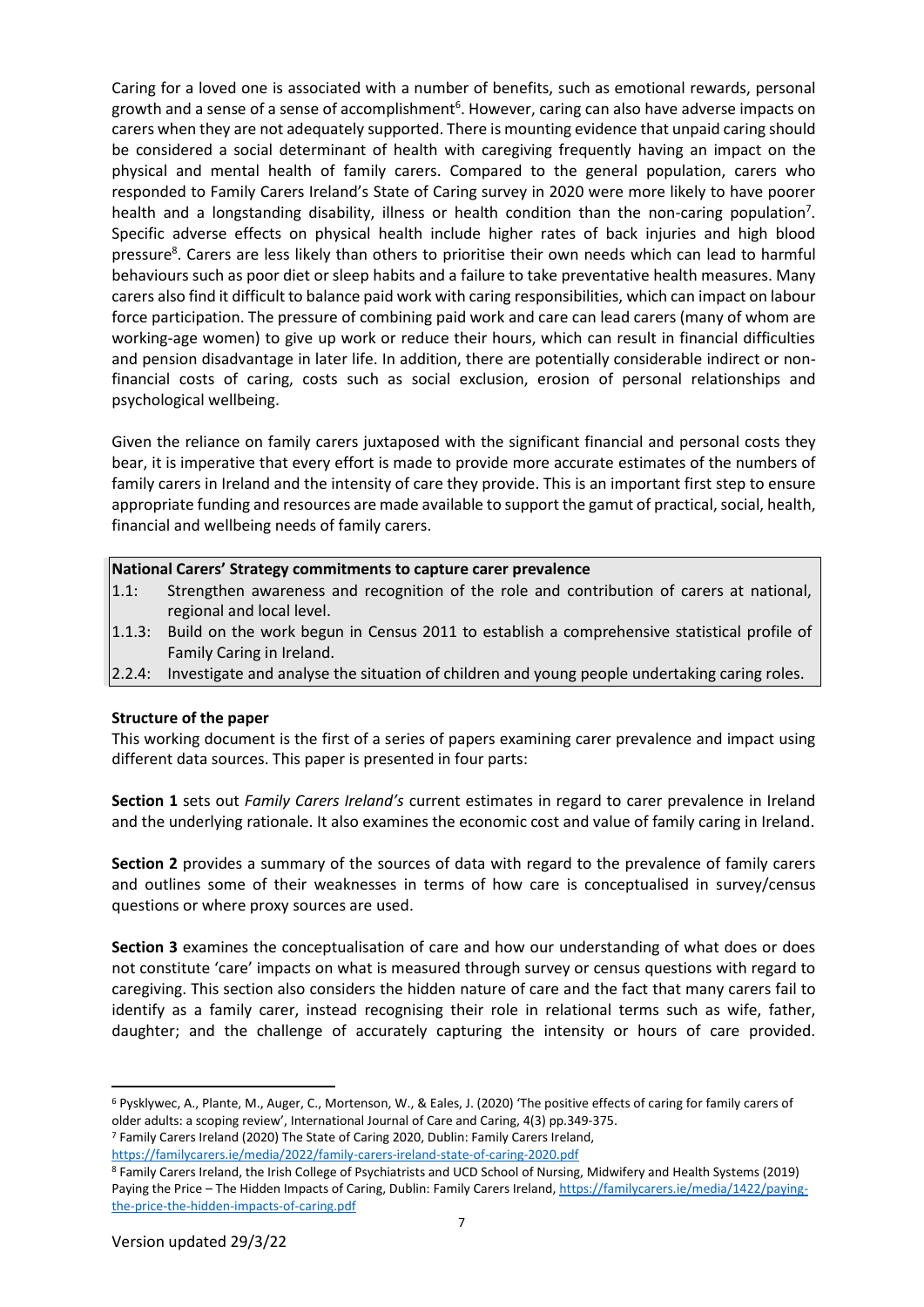Caring for a loved one is associated with a number of benefits, such as emotional rewards, personal growth and a sense of a sense of accomplishment[6]. However, caring can also have adverse impacts on carers when they are not adequately supported. There is mounting evidence that unpaid caring should be considered a social determinant of health with caregiving frequently having an impact on the physical and mental health of family carers. Compared to the general population, carers who responded to Family Carers Ireland's State of Caring survey in 2020 were more likely to have poorer health and a longstanding disability, illness or health condition than the non-caring population[7]. Specific adverse effects on physical health include higher rates of back injuries and high blood pressure[8]. Carers are less likely than others to prioritise their own needs which can lead to harmful behaviours such as poor diet or sleep habits and a failure to take preventative health measures. Many carers also find it difficult to balance paid work with caring responsibilities, which can impact on labour force participation. The pressure of combining paid work and care can lead carers (many of whom are working-age women) to give up work or reduce their hours, which can result in financial difficulties and pension disadvantage in later life. In addition, there are potentially considerable indirect or non-financial costs of caring, costs such as social exclusion, erosion of personal relationships and psychological wellbeing.

Given the reliance on family carers juxtaposed with the significant financial and personal costs they bear, it is imperative that every effort is made to provide more accurate estimates of the numbers of family carers in Ireland and the intensity of care they provide. This is an important first step to ensure appropriate funding and resources are made available to support the gamut of practical, social, health, financial and wellbeing needs of family carers.

| **National Carers' Strategy commitments to capture carer prevalence** | |
|---|---|
| 1.1: | Strengthen awareness and recognition of the role and contribution of carers at national, regional and local level. |
| 1.1.3: | Build on the work begun in Census 2011 to establish a comprehensive statistical profile of Family Caring in Ireland. |
| 2.2.4: | Investigate and analyse the situation of children and young people undertaking caring roles. |

**Structure of the paper**

This working document is the first of a series of papers examining carer prevalence and impact using different data sources. This paper is presented in four parts:

**Section 1** sets out *Family Carers Ireland's* current estimates in regard to carer prevalence in Ireland and the underlying rationale. It also examines the economic cost and value of family caring in Ireland.

**Section 2** provides a summary of the sources of data with regard to the prevalence of family carers and outlines some of their weaknesses in terms of how care is conceptualised in survey/census questions or where proxy sources are used.

**Section 3** examines the conceptualisation of care and how our understanding of what does or does not constitute 'care' impacts on what is measured through survey or census questions with regard to caregiving. This section also considers the hidden nature of care and the fact that many carers fail to identify as a family carer, instead recognising their role in relational terms such as wife, father, daughter; and the challenge of accurately capturing the intensity or hours of care provided.

---

[6] Pysklywec, A., Plante, M., Auger, C., Mortenson, W., & Eales, J. (2020) 'The positive effects of caring for family carers of older adults: a scoping review', International Journal of Care and Caring, 4(3) pp.349-375.

[7] Family Carers Ireland (2020) The State of Caring 2020, Dublin: Family Carers Ireland, https://familycarers.ie/media/2022/family-carers-ireland-state-of-caring-2020.pdf

[8] Family Carers Ireland, the Irish College of Psychiatrists and UCD School of Nursing, Midwifery and Health Systems (2019) Paying the Price – The Hidden Impacts of Caring, Dublin: Family Carers Ireland, https://familycarers.ie/media/1422/paying-the-price-the-hidden-impacts-of-caring.pdf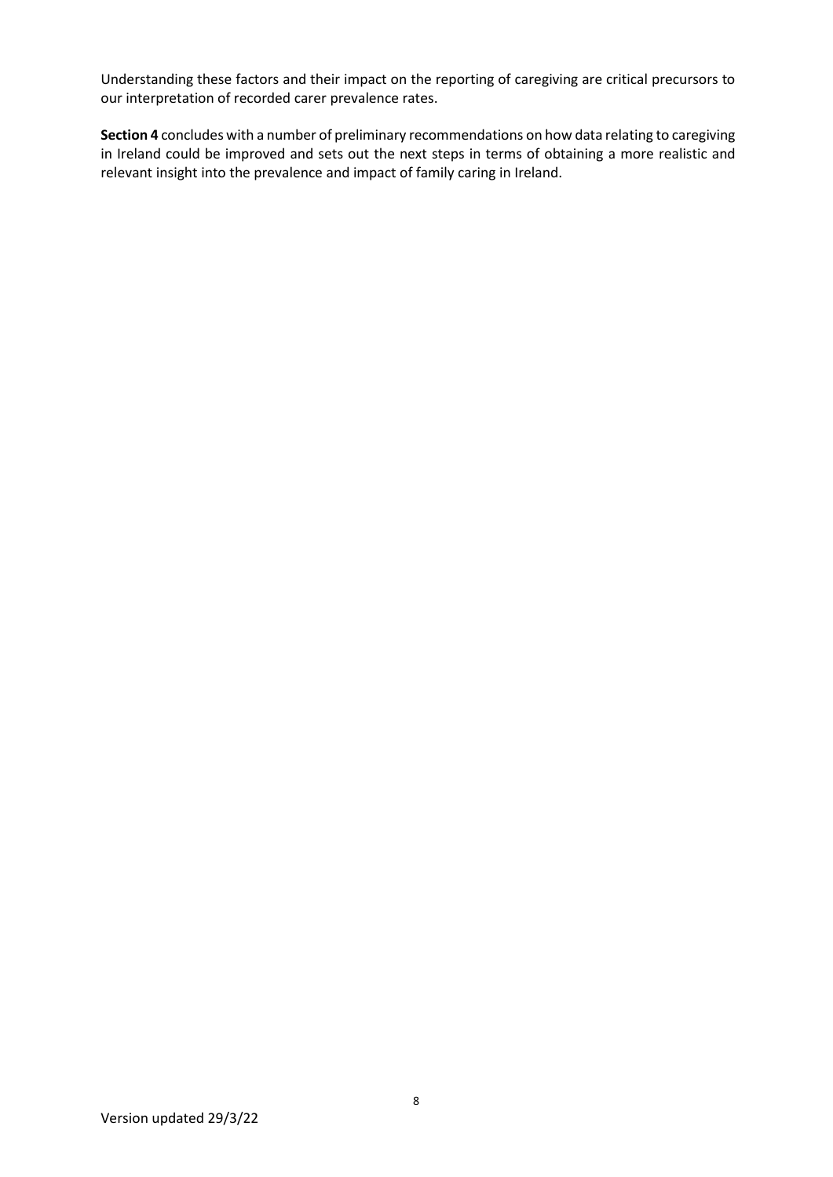Understanding these factors and their impact on the reporting of caregiving are critical precursors to our interpretation of recorded carer prevalence rates.

**Section 4** concludes with a number of preliminary recommendations on how data relating to caregiving in Ireland could be improved and sets out the next steps in terms of obtaining a more realistic and relevant insight into the prevalence and impact of family caring in Ireland.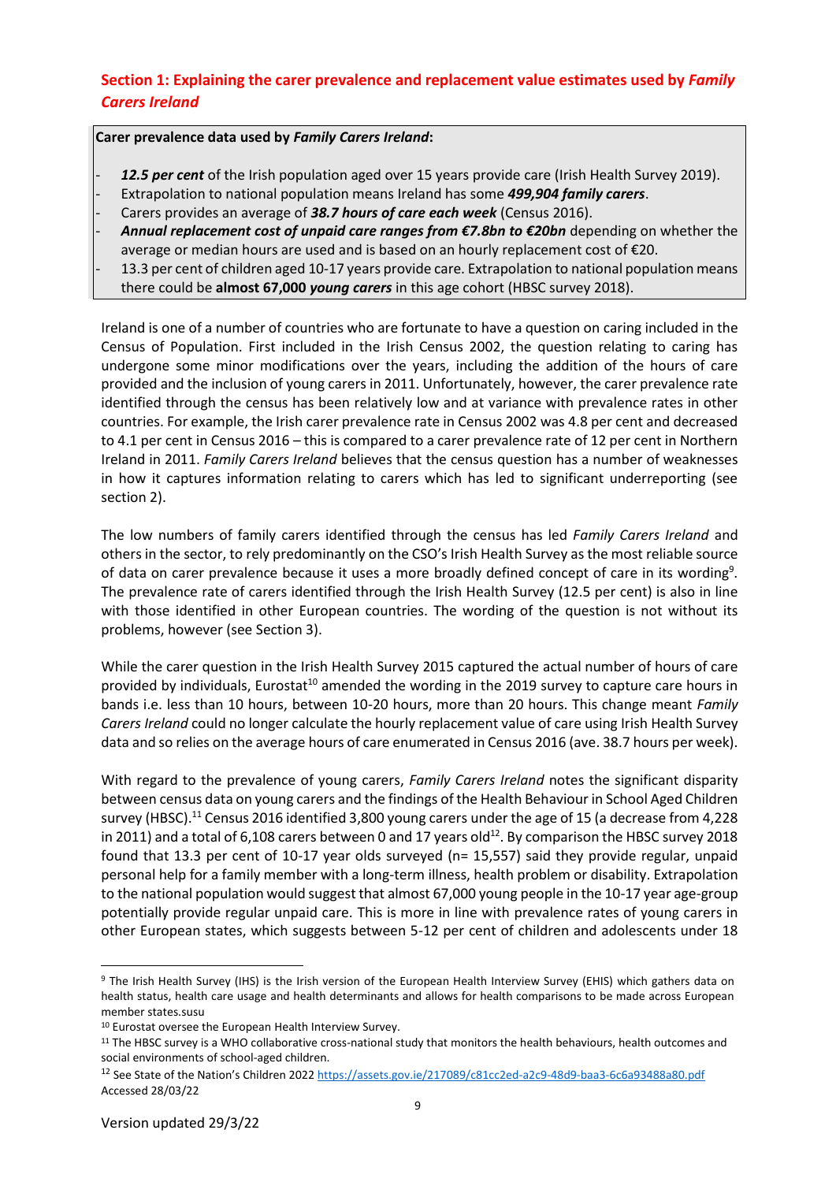## Section 1: Explaining the carer prevalence and replacement value estimates used by *Family Carers Ireland*

**Carer prevalence data used by *Family Carers Ireland*:**

- ***12.5 per cent*** of the Irish population aged over 15 years provide care (Irish Health Survey 2019).
- Extrapolation to national population means Ireland has some ***499,904 family carers***.
- Carers provides an average of ***38.7 hours of care each week*** (Census 2016).
- ***Annual replacement cost of unpaid care ranges from €7.8bn to €20bn*** depending on whether the average or median hours are used and is based on an hourly replacement cost of €20.
- 13.3 per cent of children aged 10-17 years provide care. Extrapolation to national population means there could be **almost 67,000 *young carers*** in this age cohort (HBSC survey 2018).

Ireland is one of a number of countries who are fortunate to have a question on caring included in the Census of Population. First included in the Irish Census 2002, the question relating to caring has undergone some minor modifications over the years, including the addition of the hours of care provided and the inclusion of young carers in 2011. Unfortunately, however, the carer prevalence rate identified through the census has been relatively low and at variance with prevalence rates in other countries. For example, the Irish carer prevalence rate in Census 2002 was 4.8 per cent and decreased to 4.1 per cent in Census 2016 – this is compared to a carer prevalence rate of 12 per cent in Northern Ireland in 2011. *Family Carers Ireland* believes that the census question has a number of weaknesses in how it captures information relating to carers which has led to significant underreporting (see section 2).

The low numbers of family carers identified through the census has led *Family Carers Ireland* and others in the sector, to rely predominantly on the CSO's Irish Health Survey as the most reliable source of data on carer prevalence because it uses a more broadly defined concept of care in its wording[9]. The prevalence rate of carers identified through the Irish Health Survey (12.5 per cent) is also in line with those identified in other European countries. The wording of the question is not without its problems, however (see Section 3).

While the carer question in the Irish Health Survey 2015 captured the actual number of hours of care provided by individuals, Eurostat[10] amended the wording in the 2019 survey to capture care hours in bands i.e. less than 10 hours, between 10-20 hours, more than 20 hours. This change meant *Family Carers Ireland* could no longer calculate the hourly replacement value of care using Irish Health Survey data and so relies on the average hours of care enumerated in Census 2016 (ave. 38.7 hours per week).

With regard to the prevalence of young carers, *Family Carers Ireland* notes the significant disparity between census data on young carers and the findings of the Health Behaviour in School Aged Children survey (HBSC).[11] Census 2016 identified 3,800 young carers under the age of 15 (a decrease from 4,228 in 2011) and a total of 6,108 carers between 0 and 17 years old[12]. By comparison the HBSC survey 2018 found that 13.3 per cent of 10-17 year olds surveyed (n= 15,557) said they provide regular, unpaid personal help for a family member with a long-term illness, health problem or disability. Extrapolation to the national population would suggest that almost 67,000 young people in the 10-17 year age-group potentially provide regular unpaid care. This is more in line with prevalence rates of young carers in other European states, which suggests between 5-12 per cent of children and adolescents under 18

---

[9] The Irish Health Survey (IHS) is the Irish version of the European Health Interview Survey (EHIS) which gathers data on health status, health care usage and health determinants and allows for health comparisons to be made across European member states.susu

[10] Eurostat oversee the European Health Interview Survey.

[11] The HBSC survey is a WHO collaborative cross-national study that monitors the health behaviours, health outcomes and social environments of school-aged children.

[12] See State of the Nation's Children 2022 https://assets.gov.ie/217089/c81cc2ed-a2c9-48d9-baa3-6c6a93488a80.pdf Accessed 28/03/22

Version updated 29/3/22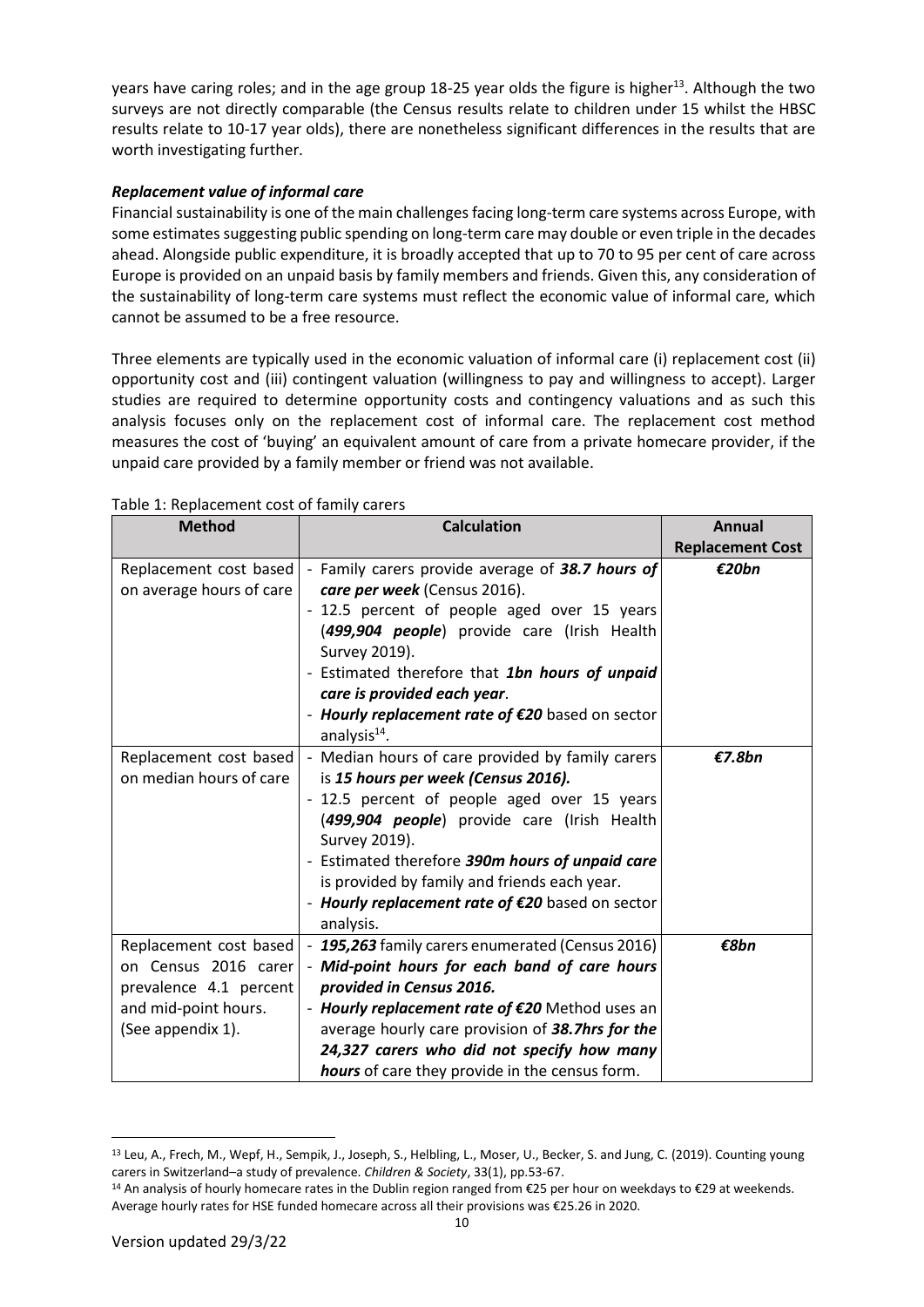years have caring roles; and in the age group 18-25 year olds the figure is higher[13]. Although the two surveys are not directly comparable (the Census results relate to children under 15 whilst the HBSC results relate to 10-17 year olds), there are nonetheless significant differences in the results that are worth investigating further.

### *Replacement value of informal care*

Financial sustainability is one of the main challenges facing long-term care systems across Europe, with some estimates suggesting public spending on long-term care may double or even triple in the decades ahead. Alongside public expenditure, it is broadly accepted that up to 70 to 95 per cent of care across Europe is provided on an unpaid basis by family members and friends. Given this, any consideration of the sustainability of long-term care systems must reflect the economic value of informal care, which cannot be assumed to be a free resource.

Three elements are typically used in the economic valuation of informal care (i) replacement cost (ii) opportunity cost and (iii) contingent valuation (willingness to pay and willingness to accept). Larger studies are required to determine opportunity costs and contingency valuations and as such this analysis focuses only on the replacement cost of informal care. The replacement cost method measures the cost of 'buying' an equivalent amount of care from a private homecare provider, if the unpaid care provided by a family member or friend was not available.

Table 1: Replacement cost of family carers

| Method | Calculation | Annual Replacement Cost |
|---|---|---|
| Replacement cost based on average hours of care | - Family carers provide average of ***38.7 hours of care per week*** (Census 2016).<br>- 12.5 percent of people aged over 15 years (***499,904 people***) provide care (Irish Health Survey 2019).<br>- Estimated therefore that ***1bn hours of unpaid care is provided each year***.<br>- ***Hourly replacement rate of €20*** based on sector analysis[14]. | ***€20bn*** |
| Replacement cost based on median hours of care | - Median hours of care provided by family carers is ***15 hours per week (Census 2016).***<br>- 12.5 percent of people aged over 15 years (***499,904 people***) provide care (Irish Health Survey 2019).<br>- Estimated therefore ***390m hours of unpaid care*** is provided by family and friends each year.<br>- ***Hourly replacement rate of €20*** based on sector analysis. | ***€7.8bn*** |
| Replacement cost based on Census 2016 carer prevalence 4.1 percent and mid-point hours. (See appendix 1). | - ***195,263*** family carers enumerated (Census 2016)<br>- ***Mid-point hours for each band of care hours provided in Census 2016.***<br>- ***Hourly replacement rate of €20*** Method uses an average hourly care provision of ***38.7hrs for the 24,327 carers who did not specify how many hours*** of care they provide in the census form. | ***€8bn*** |

[13] Leu, A., Frech, M., Wepf, H., Sempik, J., Joseph, S., Helbling, L., Moser, U., Becker, S. and Jung, C. (2019). Counting young carers in Switzerland–a study of prevalence. *Children & Society*, 33(1), pp.53-67.

[14] An analysis of hourly homecare rates in the Dublin region ranged from €25 per hour on weekdays to €29 at weekends. Average hourly rates for HSE funded homecare across all their provisions was €25.26 in 2020.

Version updated 29/3/22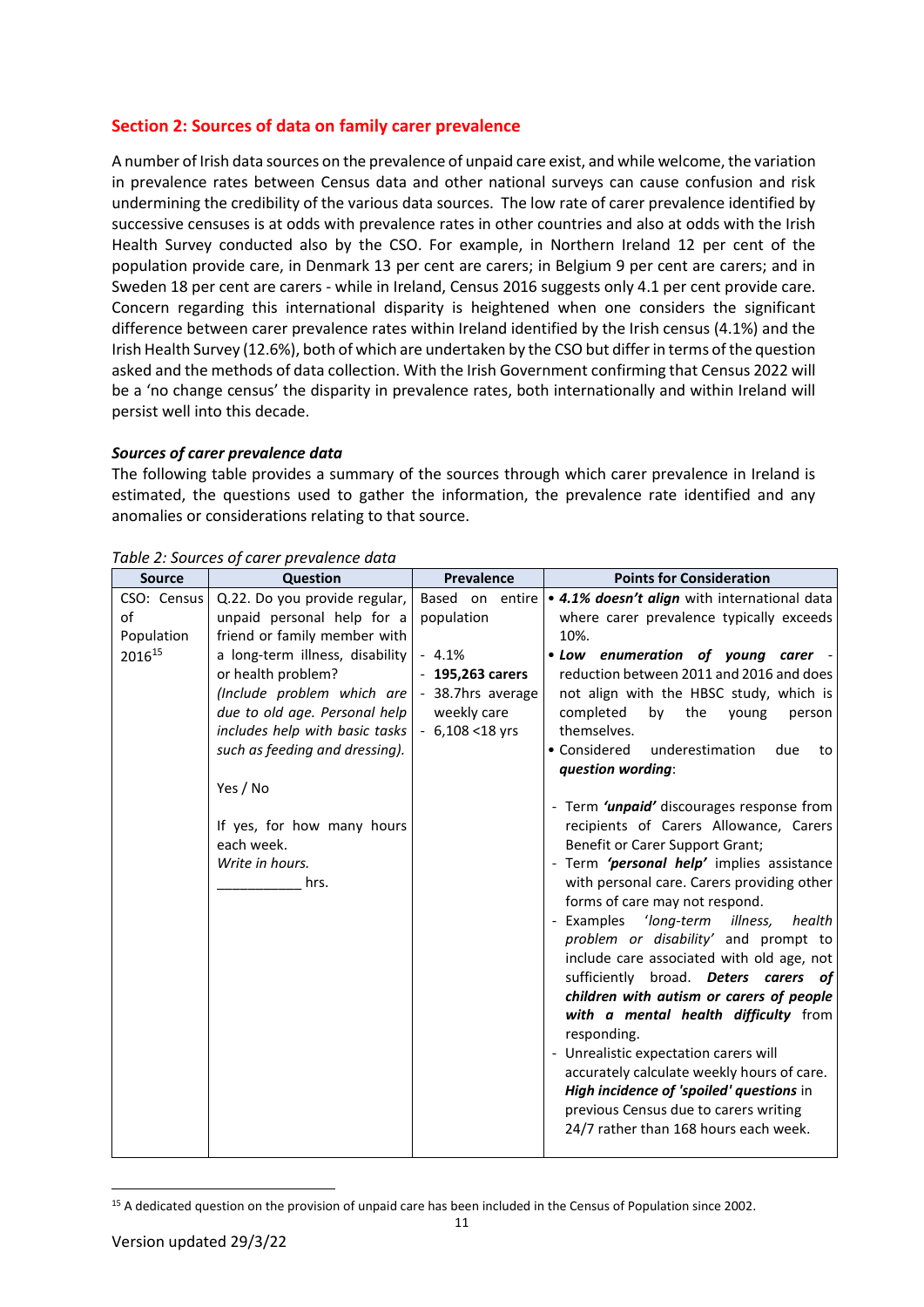## Section 2: Sources of data on family carer prevalence

A number of Irish data sources on the prevalence of unpaid care exist, and while welcome, the variation in prevalence rates between Census data and other national surveys can cause confusion and risk undermining the credibility of the various data sources. The low rate of carer prevalence identified by successive censuses is at odds with prevalence rates in other countries and also at odds with the Irish Health Survey conducted also by the CSO. For example, in Northern Ireland 12 per cent of the population provide care, in Denmark 13 per cent are carers; in Belgium 9 per cent are carers; and in Sweden 18 per cent are carers - while in Ireland, Census 2016 suggests only 4.1 per cent provide care. Concern regarding this international disparity is heightened when one considers the significant difference between carer prevalence rates within Ireland identified by the Irish census (4.1%) and the Irish Health Survey (12.6%), both of which are undertaken by the CSO but differ in terms of the question asked and the methods of data collection. With the Irish Government confirming that Census 2022 will be a 'no change census' the disparity in prevalence rates, both internationally and within Ireland will persist well into this decade.

### *Sources of carer prevalence data*

The following table provides a summary of the sources through which carer prevalence in Ireland is estimated, the questions used to gather the information, the prevalence rate identified and any anomalies or considerations relating to that source.

*Table 2: Sources of carer prevalence data*

| Source | Question | Prevalence | Points for Consideration |
|---|---|---|---|
| CSO: Census of Population 2016[15] | Q.22. Do you provide regular, unpaid personal help for a friend or family member with a long-term illness, disability or health problem? *(Include problem which are due to old age. Personal help includes help with basic tasks such as feeding and dressing).*<br><br>Yes / No<br><br>If yes, for how many hours each week.<br>*Write in hours.*<br>___________ hrs. | Based on entire population<br><br>- 4.1%<br>- **195,263 carers**<br>- 38.7hrs average weekly care<br>- 6,108 <18 yrs | • ***4.1% doesn't align*** with international data where carer prevalence typically exceeds 10%.<br>• ***Low enumeration of young carer*** - reduction between 2011 and 2016 and does not align with the HBSC study, which is completed by the young person themselves.<br>• Considered underestimation due to ***question wording***:<br><br>- Term ***'unpaid'*** discourages response from recipients of Carers Allowance, Carers Benefit or Carer Support Grant;<br>- Term ***'personal help'*** implies assistance with personal care. Carers providing other forms of care may not respond.<br>- Examples *'long-term illness, health problem or disability'* and prompt to include care associated with old age, not sufficiently broad. ***Deters carers of children with autism or carers of people with a mental health difficulty*** from responding.<br>- Unrealistic expectation carers will accurately calculate weekly hours of care. ***High incidence of 'spoiled' questions*** in previous Census due to carers writing 24/7 rather than 168 hours each week. |

[15] A dedicated question on the provision of unpaid care has been included in the Census of Population since 2002.

Version updated 29/3/22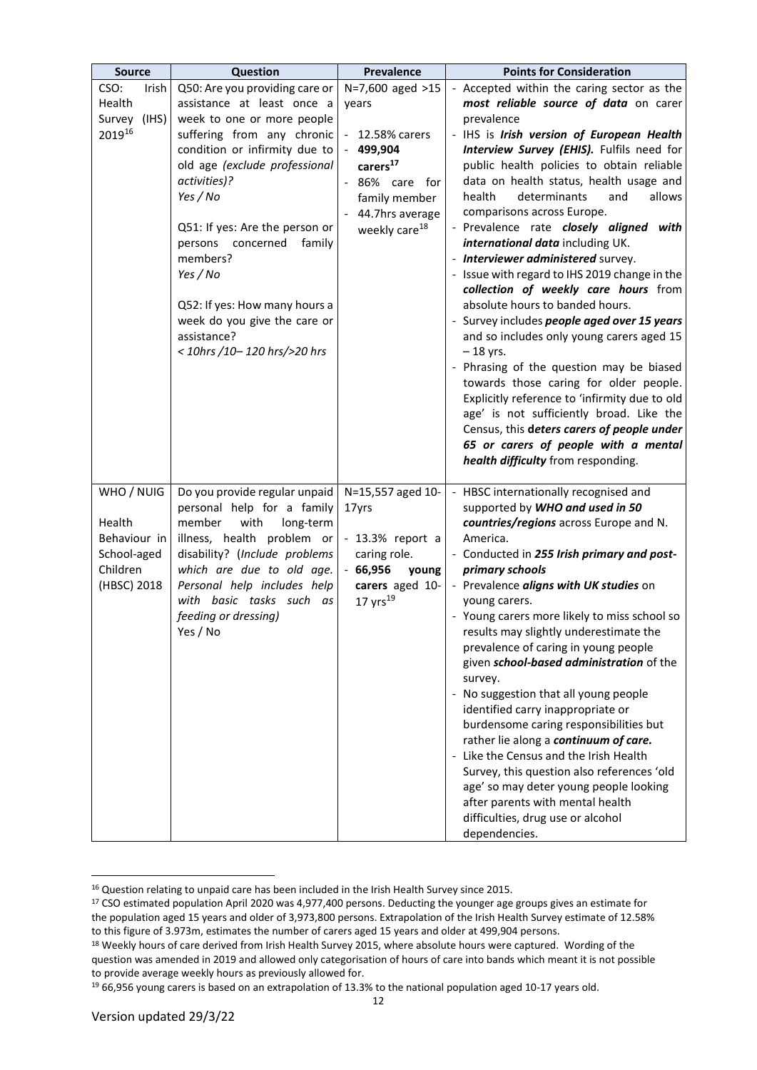| Source | Question | Prevalence | Points for Consideration |
|---|---|---|---|
| CSO: Irish Health Survey (IHS) 2019[16] | Q50: Are you providing care or assistance at least once a week to one or more people suffering from any chronic condition or infirmity due to old age *(exclude professional activities)?* *Yes / No*<br><br>Q51: If yes: Are the person or persons concerned family members? *Yes / No*<br><br>Q52: If yes: How many hours a week do you give the care or assistance? *< 10hrs /10– 120 hrs/>20 hrs* | N=7,600 aged >15 years<br><br>- 12.58% carers<br>- **499,904 carers[17]**<br>- 86% care for family member<br>- 44.7hrs average weekly care[18] | - Accepted within the caring sector as the ***most reliable source of data*** on carer prevalence<br>- IHS is ***Irish version of European Health Interview Survey (EHIS).*** Fulfils need for public health policies to obtain reliable data on health status, health usage and health determinants and allows comparisons across Europe.<br>- Prevalence rate ***closely aligned with international data*** including UK.<br>- ***Interviewer administered*** survey.<br>- Issue with regard to IHS 2019 change in the ***collection of weekly care hours*** from absolute hours to banded hours.<br>- Survey includes ***people aged over 15 years*** and so includes only young carers aged 15 – 18 yrs.<br>- Phrasing of the question may be biased towards those caring for older people. Explicitly reference to 'infirmity due to old age' is not sufficiently broad. Like the Census, this **d*eters carers of people under 65 or carers of people with a mental health difficulty*** from responding. |
| WHO / NUIG<br><br>Health Behaviour in School-aged Children (HBSC) 2018 | Do you provide regular unpaid personal help for a family member with long-term illness, health problem or disability? (*Include problems which are due to old age. Personal help includes help with basic tasks such as feeding or dressing)*<br>Yes / No | N=15,557 aged 10-17yrs<br><br>- 13.3% report a caring role.<br>- **66,956 young carers** aged 10-17 yrs[19] | - HBSC internationally recognised and supported by ***WHO and used in 50 countries/regions*** across Europe and N. America.<br>- Conducted in ***255 Irish primary and post-primary schools***<br>- Prevalence ***aligns with UK studies*** on young carers.<br>- Young carers more likely to miss school so results may slightly underestimate the prevalence of caring in young people given ***school-based administration*** of the survey.<br>- No suggestion that all young people identified carry inappropriate or burdensome caring responsibilities but rather lie along a ***continuum of care.***<br>- Like the Census and the Irish Health Survey, this question also references 'old age' so may deter young people looking after parents with mental health difficulties, drug use or alcohol dependencies. |

[16] Question relating to unpaid care has been included in the Irish Health Survey since 2015.

[17] CSO estimated population April 2020 was 4,977,400 persons. Deducting the younger age groups gives an estimate for the population aged 15 years and older of 3,973,800 persons. Extrapolation of the Irish Health Survey estimate of 12.58% to this figure of 3.973m, estimates the number of carers aged 15 years and older at 499,904 persons.

[18] Weekly hours of care derived from Irish Health Survey 2015, where absolute hours were captured. Wording of the question was amended in 2019 and allowed only categorisation of hours of care into bands which meant it is not possible to provide average weekly hours as previously allowed for.

[19] 66,956 young carers is based on an extrapolation of 13.3% to the national population aged 10-17 years old.

Version updated 29/3/22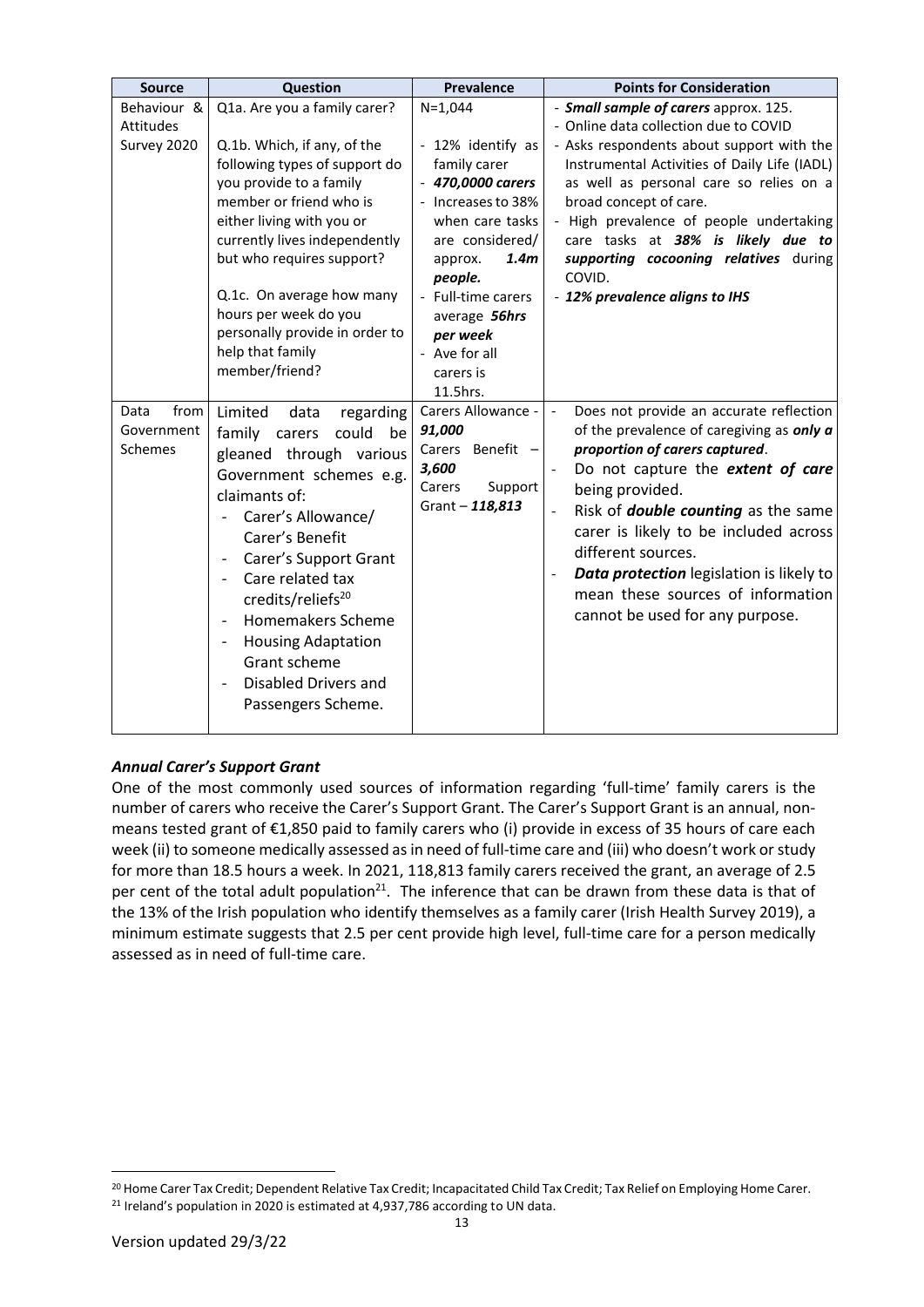| Source | Question | Prevalence | Points for Consideration |
|---|---|---|---|
| Behaviour & Attitudes Survey 2020 | Q1a. Are you a family carer?<br><br>Q.1b. Which, if any, of the following types of support do you provide to a family member or friend who is either living with you or currently lives independently but who requires support?<br><br>Q.1c. On average how many hours per week do you personally provide in order to help that family member/friend? | N=1,044<br><br>- 12% identify as family carer<br>- ***470,0000 carers***<br>- Increases to 38% when care tasks are considered/ approx. ***1.4m people.***<br>- Full-time carers average ***56hrs per week***<br>- Ave for all carers is 11.5hrs. | - ***Small sample of carers*** approx. 125.<br>- Online data collection due to COVID<br>- Asks respondents about support with the Instrumental Activities of Daily Life (IADL) as well as personal care so relies on a broad concept of care.<br>- High prevalence of people undertaking care tasks at ***38% is likely due to supporting cocooning relatives*** during COVID.<br>- ***12% prevalence aligns to IHS*** |
| Data from Government Schemes | Limited data regarding family carers could be gleaned through various Government schemes e.g. claimants of:<br>- Carer's Allowance/ Carer's Benefit<br>- Carer's Support Grant<br>- Care related tax credits/reliefs[20]<br>- Homemakers Scheme<br>- Housing Adaptation Grant scheme<br>- Disabled Drivers and Passengers Scheme. | Carers Allowance - ***91,000***<br>Carers Benefit – ***3,600***<br>Carers Support Grant – ***118,813*** | - Does not provide an accurate reflection of the prevalence of caregiving as ***only a proportion of carers captured***.<br>- Do not capture the ***extent of care*** being provided.<br>- Risk of ***double counting*** as the same carer is likely to be included across different sources.<br>- ***Data protection*** legislation is likely to mean these sources of information cannot be used for any purpose. |

### *Annual Carer's Support Grant*

One of the most commonly used sources of information regarding 'full-time' family carers is the number of carers who receive the Carer's Support Grant. The Carer's Support Grant is an annual, non-means tested grant of €1,850 paid to family carers who (i) provide in excess of 35 hours of care each week (ii) to someone medically assessed as in need of full-time care and (iii) who doesn't work or study for more than 18.5 hours a week. In 2021, 118,813 family carers received the grant, an average of 2.5 per cent of the total adult population[21]. The inference that can be drawn from these data is that of the 13% of the Irish population who identify themselves as a family carer (Irish Health Survey 2019), a minimum estimate suggests that 2.5 per cent provide high level, full-time care for a person medically assessed as in need of full-time care.

[20] Home Carer Tax Credit; Dependent Relative Tax Credit; Incapacitated Child Tax Credit; Tax Relief on Employing Home Carer.

[21] Ireland's population in 2020 is estimated at 4,937,786 according to UN data.

Version updated 29/3/22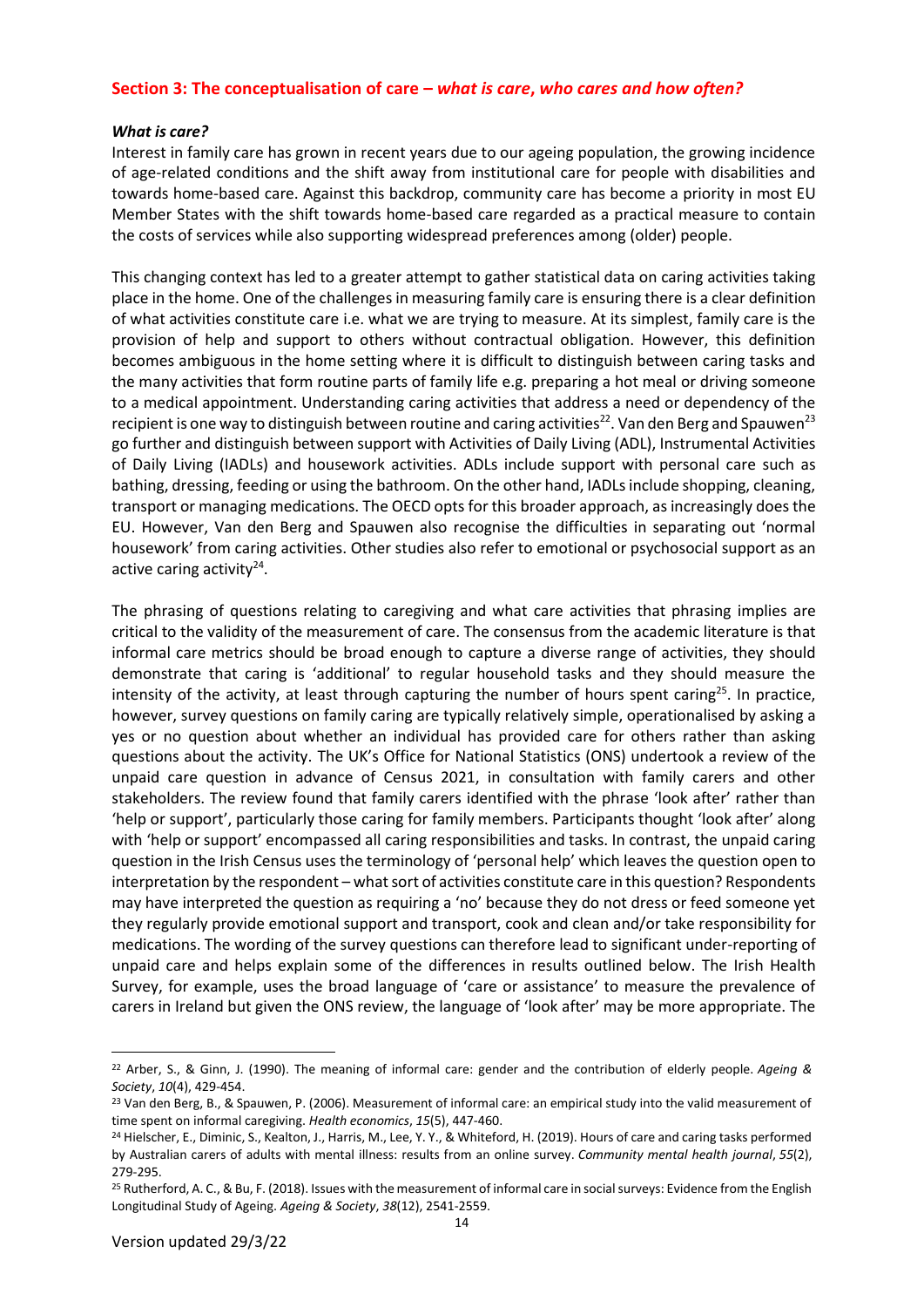## Section 3: The conceptualisation of care – *what is care, who cares and how often?*

***What is care?***

Interest in family care has grown in recent years due to our ageing population, the growing incidence of age-related conditions and the shift away from institutional care for people with disabilities and towards home-based care. Against this backdrop, community care has become a priority in most EU Member States with the shift towards home-based care regarded as a practical measure to contain the costs of services while also supporting widespread preferences among (older) people.

This changing context has led to a greater attempt to gather statistical data on caring activities taking place in the home. One of the challenges in measuring family care is ensuring there is a clear definition of what activities constitute care i.e. what we are trying to measure. At its simplest, family care is the provision of help and support to others without contractual obligation. However, this definition becomes ambiguous in the home setting where it is difficult to distinguish between caring tasks and the many activities that form routine parts of family life e.g. preparing a hot meal or driving someone to a medical appointment. Understanding caring activities that address a need or dependency of the recipient is one way to distinguish between routine and caring activities[22]. Van den Berg and Spauwen[23] go further and distinguish between support with Activities of Daily Living (ADL), Instrumental Activities of Daily Living (IADLs) and housework activities. ADLs include support with personal care such as bathing, dressing, feeding or using the bathroom. On the other hand, IADLs include shopping, cleaning, transport or managing medications. The OECD opts for this broader approach, as increasingly does the EU. However, Van den Berg and Spauwen also recognise the difficulties in separating out 'normal housework' from caring activities. Other studies also refer to emotional or psychosocial support as an active caring activity[24].

The phrasing of questions relating to caregiving and what care activities that phrasing implies are critical to the validity of the measurement of care. The consensus from the academic literature is that informal care metrics should be broad enough to capture a diverse range of activities, they should demonstrate that caring is 'additional' to regular household tasks and they should measure the intensity of the activity, at least through capturing the number of hours spent caring[25]. In practice, however, survey questions on family caring are typically relatively simple, operationalised by asking a yes or no question about whether an individual has provided care for others rather than asking questions about the activity. The UK's Office for National Statistics (ONS) undertook a review of the unpaid care question in advance of Census 2021, in consultation with family carers and other stakeholders. The review found that family carers identified with the phrase 'look after' rather than 'help or support', particularly those caring for family members. Participants thought 'look after' along with 'help or support' encompassed all caring responsibilities and tasks. In contrast, the unpaid caring question in the Irish Census uses the terminology of 'personal help' which leaves the question open to interpretation by the respondent – what sort of activities constitute care in this question? Respondents may have interpreted the question as requiring a 'no' because they do not dress or feed someone yet they regularly provide emotional support and transport, cook and clean and/or take responsibility for medications. The wording of the survey questions can therefore lead to significant under-reporting of unpaid care and helps explain some of the differences in results outlined below. The Irish Health Survey, for example, uses the broad language of 'care or assistance' to measure the prevalence of carers in Ireland but given the ONS review, the language of 'look after' may be more appropriate. The

---

[22] Arber, S., & Ginn, J. (1990). The meaning of informal care: gender and the contribution of elderly people. *Ageing & Society*, *10*(4), 429-454.

[23] Van den Berg, B., & Spauwen, P. (2006). Measurement of informal care: an empirical study into the valid measurement of time spent on informal caregiving. *Health economics*, *15*(5), 447-460.

[24] Hielscher, E., Diminic, S., Kealton, J., Harris, M., Lee, Y. Y., & Whiteford, H. (2019). Hours of care and caring tasks performed by Australian carers of adults with mental illness: results from an online survey. *Community mental health journal*, *55*(2), 279-295.

[25] Rutherford, A. C., & Bu, F. (2018). Issues with the measurement of informal care in social surveys: Evidence from the English Longitudinal Study of Ageing. *Ageing & Society*, *38*(12), 2541-2559.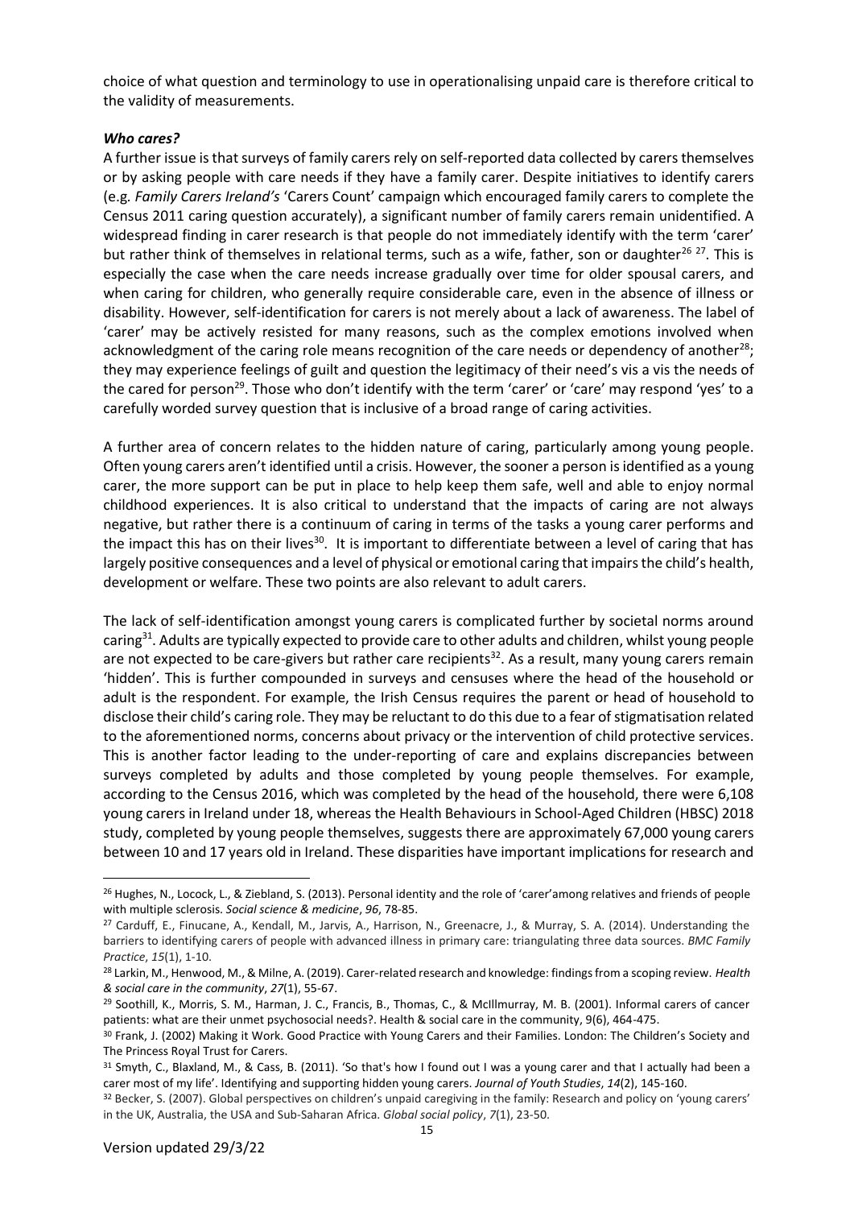choice of what question and terminology to use in operationalising unpaid care is therefore critical to the validity of measurements.

***Who cares?***

A further issue is that surveys of family carers rely on self-reported data collected by carers themselves or by asking people with care needs if they have a family carer. Despite initiatives to identify carers (e.g. *Family Carers Ireland's* 'Carers Count' campaign which encouraged family carers to complete the Census 2011 caring question accurately), a significant number of family carers remain unidentified. A widespread finding in carer research is that people do not immediately identify with the term 'carer' but rather think of themselves in relational terms, such as a wife, father, son or daughter[26 27]. This is especially the case when the care needs increase gradually over time for older spousal carers, and when caring for children, who generally require considerable care, even in the absence of illness or disability. However, self-identification for carers is not merely about a lack of awareness. The label of 'carer' may be actively resisted for many reasons, such as the complex emotions involved when acknowledgment of the caring role means recognition of the care needs or dependency of another[28]; they may experience feelings of guilt and question the legitimacy of their need's vis a vis the needs of the cared for person[29]. Those who don't identify with the term 'carer' or 'care' may respond 'yes' to a carefully worded survey question that is inclusive of a broad range of caring activities.

A further area of concern relates to the hidden nature of caring, particularly among young people. Often young carers aren't identified until a crisis. However, the sooner a person is identified as a young carer, the more support can be put in place to help keep them safe, well and able to enjoy normal childhood experiences. It is also critical to understand that the impacts of caring are not always negative, but rather there is a continuum of caring in terms of the tasks a young carer performs and the impact this has on their lives[30]. It is important to differentiate between a level of caring that has largely positive consequences and a level of physical or emotional caring that impairs the child's health, development or welfare. These two points are also relevant to adult carers.

The lack of self-identification amongst young carers is complicated further by societal norms around caring[31]. Adults are typically expected to provide care to other adults and children, whilst young people are not expected to be care-givers but rather care recipients[32]. As a result, many young carers remain 'hidden'. This is further compounded in surveys and censuses where the head of the household or adult is the respondent. For example, the Irish Census requires the parent or head of household to disclose their child's caring role. They may be reluctant to do this due to a fear of stigmatisation related to the aforementioned norms, concerns about privacy or the intervention of child protective services. This is another factor leading to the under-reporting of care and explains discrepancies between surveys completed by adults and those completed by young people themselves. For example, according to the Census 2016, which was completed by the head of the household, there were 6,108 young carers in Ireland under 18, whereas the Health Behaviours in School-Aged Children (HBSC) 2018 study, completed by young people themselves, suggests there are approximately 67,000 young carers between 10 and 17 years old in Ireland. These disparities have important implications for research and

---

[26] Hughes, N., Locock, L., & Ziebland, S. (2013). Personal identity and the role of 'carer'among relatives and friends of people with multiple sclerosis. *Social science & medicine*, *96*, 78-85.

[27] Carduff, E., Finucane, A., Kendall, M., Jarvis, A., Harrison, N., Greenacre, J., & Murray, S. A. (2014). Understanding the barriers to identifying carers of people with advanced illness in primary care: triangulating three data sources. *BMC Family Practice*, *15*(1), 1-10.

[28] Larkin, M., Henwood, M., & Milne, A. (2019). Carer-related research and knowledge: findings from a scoping review. *Health & social care in the community*, *27*(1), 55-67.

[29] Soothill, K., Morris, S. M., Harman, J. C., Francis, B., Thomas, C., & McIllmurray, M. B. (2001). Informal carers of cancer patients: what are their unmet psychosocial needs?. Health & social care in the community, 9(6), 464-475.

[30] Frank, J. (2002) Making it Work. Good Practice with Young Carers and their Families. London: The Children's Society and The Princess Royal Trust for Carers.

[31] Smyth, C., Blaxland, M., & Cass, B. (2011). 'So that's how I found out I was a young carer and that I actually had been a carer most of my life'. Identifying and supporting hidden young carers. *Journal of Youth Studies*, *14*(2), 145-160.

[32] Becker, S. (2007). Global perspectives on children's unpaid caregiving in the family: Research and policy on 'young carers' in the UK, Australia, the USA and Sub-Saharan Africa. *Global social policy*, *7*(1), 23-50.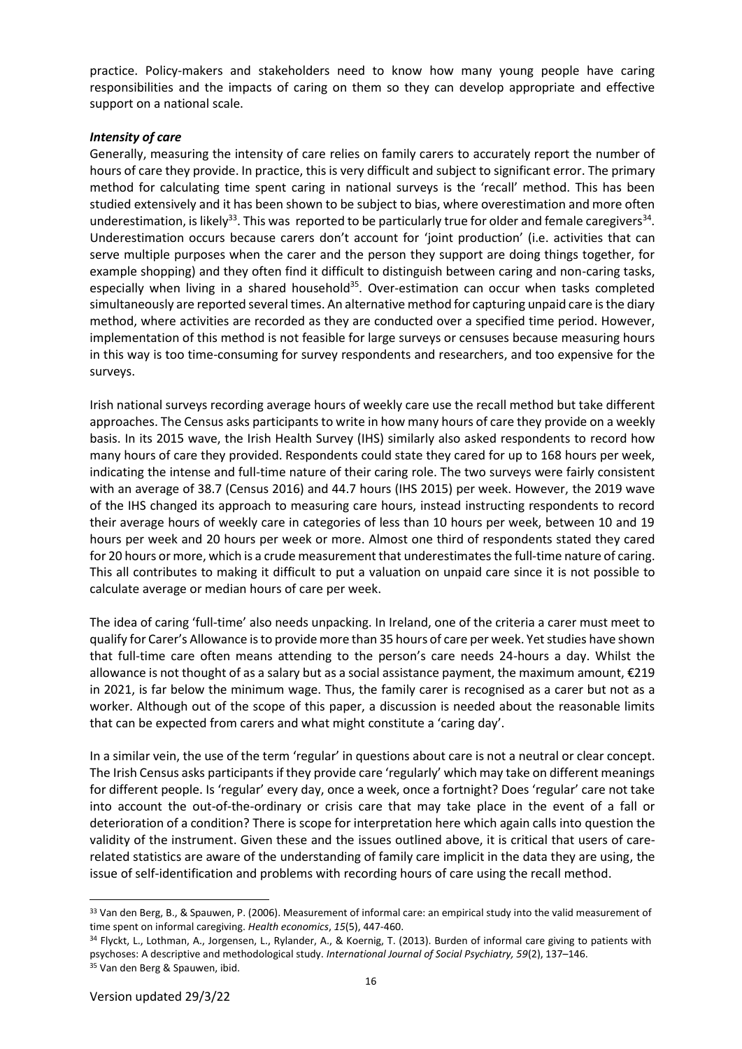practice. Policy-makers and stakeholders need to know how many young people have caring responsibilities and the impacts of caring on them so they can develop appropriate and effective support on a national scale.

***Intensity of care***

Generally, measuring the intensity of care relies on family carers to accurately report the number of hours of care they provide. In practice, this is very difficult and subject to significant error. The primary method for calculating time spent caring in national surveys is the 'recall' method. This has been studied extensively and it has been shown to be subject to bias, where overestimation and more often underestimation, is likely[33]. This was reported to be particularly true for older and female caregivers[34]. Underestimation occurs because carers don't account for 'joint production' (i.e. activities that can serve multiple purposes when the carer and the person they support are doing things together, for example shopping) and they often find it difficult to distinguish between caring and non-caring tasks, especially when living in a shared household[35]. Over-estimation can occur when tasks completed simultaneously are reported several times. An alternative method for capturing unpaid care is the diary method, where activities are recorded as they are conducted over a specified time period. However, implementation of this method is not feasible for large surveys or censuses because measuring hours in this way is too time-consuming for survey respondents and researchers, and too expensive for the surveys.

Irish national surveys recording average hours of weekly care use the recall method but take different approaches. The Census asks participants to write in how many hours of care they provide on a weekly basis. In its 2015 wave, the Irish Health Survey (IHS) similarly also asked respondents to record how many hours of care they provided. Respondents could state they cared for up to 168 hours per week, indicating the intense and full-time nature of their caring role. The two surveys were fairly consistent with an average of 38.7 (Census 2016) and 44.7 hours (IHS 2015) per week. However, the 2019 wave of the IHS changed its approach to measuring care hours, instead instructing respondents to record their average hours of weekly care in categories of less than 10 hours per week, between 10 and 19 hours per week and 20 hours per week or more. Almost one third of respondents stated they cared for 20 hours or more, which is a crude measurement that underestimates the full-time nature of caring. This all contributes to making it difficult to put a valuation on unpaid care since it is not possible to calculate average or median hours of care per week.

The idea of caring 'full-time' also needs unpacking. In Ireland, one of the criteria a carer must meet to qualify for Carer's Allowance is to provide more than 35 hours of care per week. Yet studies have shown that full-time care often means attending to the person's care needs 24-hours a day. Whilst the allowance is not thought of as a salary but as a social assistance payment, the maximum amount, €219 in 2021, is far below the minimum wage. Thus, the family carer is recognised as a carer but not as a worker. Although out of the scope of this paper, a discussion is needed about the reasonable limits that can be expected from carers and what might constitute a 'caring day'.

In a similar vein, the use of the term 'regular' in questions about care is not a neutral or clear concept. The Irish Census asks participants if they provide care 'regularly' which may take on different meanings for different people. Is 'regular' every day, once a week, once a fortnight? Does 'regular' care not take into account the out-of-the-ordinary or crisis care that may take place in the event of a fall or deterioration of a condition? There is scope for interpretation here which again calls into question the validity of the instrument. Given these and the issues outlined above, it is critical that users of care-related statistics are aware of the understanding of family care implicit in the data they are using, the issue of self-identification and problems with recording hours of care using the recall method.

---

[33] Van den Berg, B., & Spauwen, P. (2006). Measurement of informal care: an empirical study into the valid measurement of time spent on informal caregiving. *Health economics*, *15*(5), 447-460.

[34] Flyckt, L., Lothman, A., Jorgensen, L., Rylander, A., & Koernig, T. (2013). Burden of informal care giving to patients with psychoses: A descriptive and methodological study. *International Journal of Social Psychiatry, 59*(2), 137–146.

[35] Van den Berg & Spauwen, ibid.

Version updated 29/3/22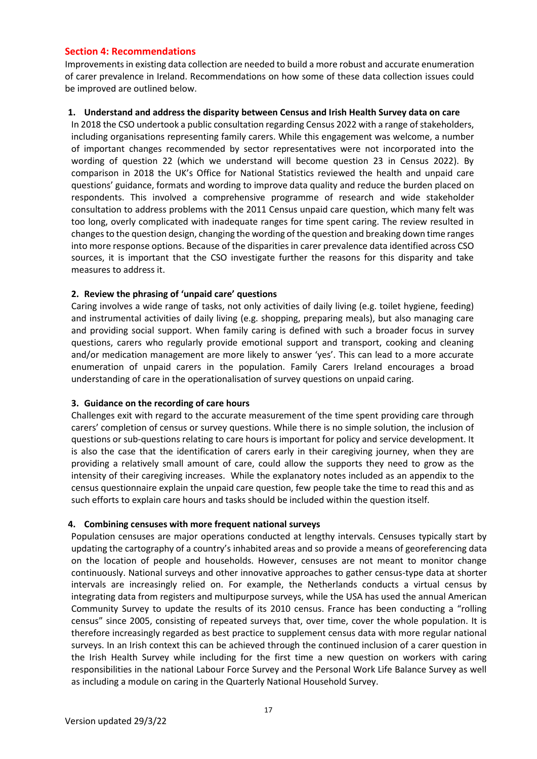## Section 4: Recommendations

Improvements in existing data collection are needed to build a more robust and accurate enumeration of carer prevalence in Ireland. Recommendations on how some of these data collection issues could be improved are outlined below.

### 1. Understand and address the disparity between Census and Irish Health Survey data on care

In 2018 the CSO undertook a public consultation regarding Census 2022 with a range of stakeholders, including organisations representing family carers. While this engagement was welcome, a number of important changes recommended by sector representatives were not incorporated into the wording of question 22 (which we understand will become question 23 in Census 2022). By comparison in 2018 the UK's Office for National Statistics reviewed the health and unpaid care questions' guidance, formats and wording to improve data quality and reduce the burden placed on respondents. This involved a comprehensive programme of research and wide stakeholder consultation to address problems with the 2011 Census unpaid care question, which many felt was too long, overly complicated with inadequate ranges for time spent caring. The review resulted in changes to the question design, changing the wording of the question and breaking down time ranges into more response options. Because of the disparities in carer prevalence data identified across CSO sources, it is important that the CSO investigate further the reasons for this disparity and take measures to address it.

### 2. Review the phrasing of 'unpaid care' questions

Caring involves a wide range of tasks, not only activities of daily living (e.g. toilet hygiene, feeding) and instrumental activities of daily living (e.g. shopping, preparing meals), but also managing care and providing social support. When family caring is defined with such a broader focus in survey questions, carers who regularly provide emotional support and transport, cooking and cleaning and/or medication management are more likely to answer 'yes'. This can lead to a more accurate enumeration of unpaid carers in the population. Family Carers Ireland encourages a broad understanding of care in the operationalisation of survey questions on unpaid caring.

### 3. Guidance on the recording of care hours

Challenges exit with regard to the accurate measurement of the time spent providing care through carers' completion of census or survey questions. While there is no simple solution, the inclusion of questions or sub-questions relating to care hours is important for policy and service development. It is also the case that the identification of carers early in their caregiving journey, when they are providing a relatively small amount of care, could allow the supports they need to grow as the intensity of their caregiving increases. While the explanatory notes included as an appendix to the census questionnaire explain the unpaid care question, few people take the time to read this and as such efforts to explain care hours and tasks should be included within the question itself.

### 4. Combining censuses with more frequent national surveys

Population censuses are major operations conducted at lengthy intervals. Censuses typically start by updating the cartography of a country's inhabited areas and so provide a means of georeferencing data on the location of people and households. However, censuses are not meant to monitor change continuously. National surveys and other innovative approaches to gather census-type data at shorter intervals are increasingly relied on. For example, the Netherlands conducts a virtual census by integrating data from registers and multipurpose surveys, while the USA has used the annual American Community Survey to update the results of its 2010 census. France has been conducting a "rolling census" since 2005, consisting of repeated surveys that, over time, cover the whole population. It is therefore increasingly regarded as best practice to supplement census data with more regular national surveys. In an Irish context this can be achieved through the continued inclusion of a carer question in the Irish Health Survey while including for the first time a new question on workers with caring responsibilities in the national Labour Force Survey and the Personal Work Life Balance Survey as well as including a module on caring in the Quarterly National Household Survey.

Version updated 29/3/22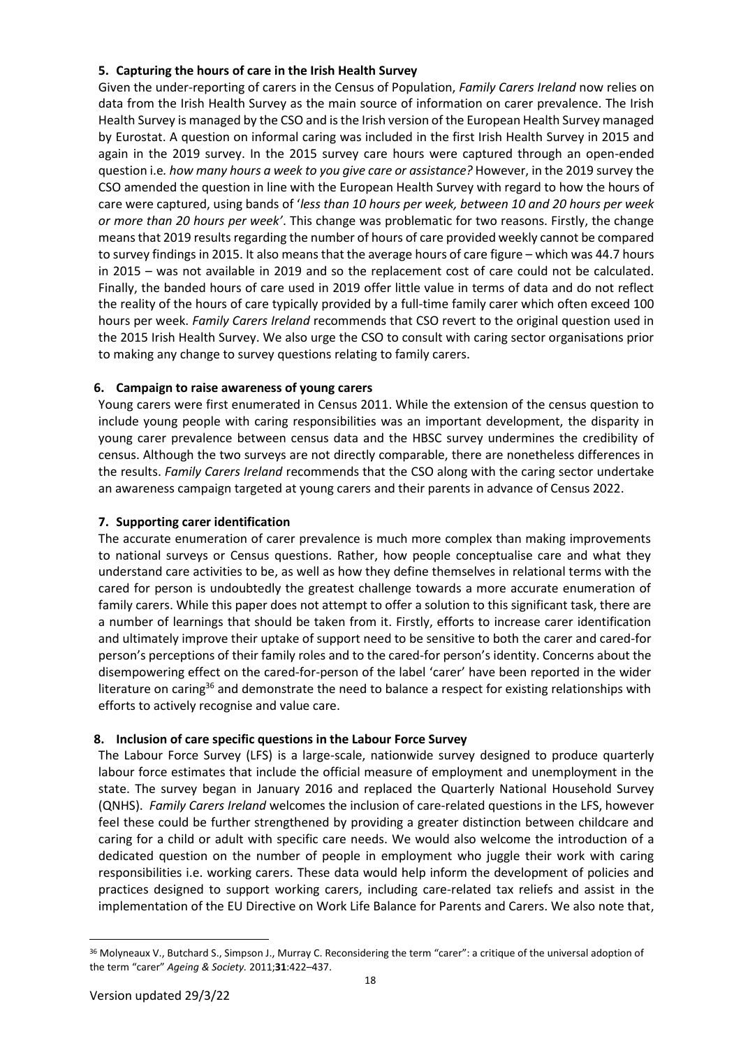### 5. Capturing the hours of care in the Irish Health Survey

Given the under-reporting of carers in the Census of Population, *Family Carers Ireland* now relies on data from the Irish Health Survey as the main source of information on carer prevalence. The Irish Health Survey is managed by the CSO and is the Irish version of the European Health Survey managed by Eurostat. A question on informal caring was included in the first Irish Health Survey in 2015 and again in the 2019 survey. In the 2015 survey care hours were captured through an open-ended question i.e. *how many hours a week to you give care or assistance?* However, in the 2019 survey the CSO amended the question in line with the European Health Survey with regard to how the hours of care were captured, using bands of '*less than 10 hours per week, between 10 and 20 hours per week or more than 20 hours per week'*. This change was problematic for two reasons. Firstly, the change means that 2019 results regarding the number of hours of care provided weekly cannot be compared to survey findings in 2015. It also means that the average hours of care figure – which was 44.7 hours in 2015 – was not available in 2019 and so the replacement cost of care could not be calculated. Finally, the banded hours of care used in 2019 offer little value in terms of data and do not reflect the reality of the hours of care typically provided by a full-time family carer which often exceed 100 hours per week. *Family Carers Ireland* recommends that CSO revert to the original question used in the 2015 Irish Health Survey. We also urge the CSO to consult with caring sector organisations prior to making any change to survey questions relating to family carers.

### 6. Campaign to raise awareness of young carers

Young carers were first enumerated in Census 2011. While the extension of the census question to include young people with caring responsibilities was an important development, the disparity in young carer prevalence between census data and the HBSC survey undermines the credibility of census. Although the two surveys are not directly comparable, there are nonetheless differences in the results. *Family Carers Ireland* recommends that the CSO along with the caring sector undertake an awareness campaign targeted at young carers and their parents in advance of Census 2022.

### 7. Supporting carer identification

The accurate enumeration of carer prevalence is much more complex than making improvements to national surveys or Census questions. Rather, how people conceptualise care and what they understand care activities to be, as well as how they define themselves in relational terms with the cared for person is undoubtedly the greatest challenge towards a more accurate enumeration of family carers. While this paper does not attempt to offer a solution to this significant task, there are a number of learnings that should be taken from it. Firstly, efforts to increase carer identification and ultimately improve their uptake of support need to be sensitive to both the carer and cared-for person's perceptions of their family roles and to the cared-for person's identity. Concerns about the disempowering effect on the cared-for-person of the label 'carer' have been reported in the wider literature on caring[36] and demonstrate the need to balance a respect for existing relationships with efforts to actively recognise and value care.

### 8. Inclusion of care specific questions in the Labour Force Survey

The Labour Force Survey (LFS) is a large-scale, nationwide survey designed to produce quarterly labour force estimates that include the official measure of employment and unemployment in the state. The survey began in January 2016 and replaced the Quarterly National Household Survey (QNHS). *Family Carers Ireland* welcomes the inclusion of care-related questions in the LFS, however feel these could be further strengthened by providing a greater distinction between childcare and caring for a child or adult with specific care needs. We would also welcome the introduction of a dedicated question on the number of people in employment who juggle their work with caring responsibilities i.e. working carers. These data would help inform the development of policies and practices designed to support working carers, including care-related tax reliefs and assist in the implementation of the EU Directive on Work Life Balance for Parents and Carers. We also note that,

---

[36] Molyneaux V., Butchard S., Simpson J., Murray C. Reconsidering the term "carer": a critique of the universal adoption of the term "carer" *Ageing & Society.* 2011;**31**:422–437.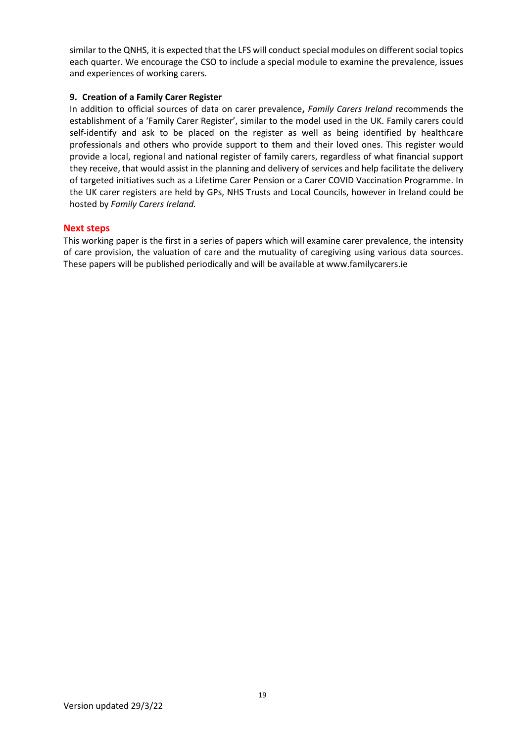similar to the QNHS, it is expected that the LFS will conduct special modules on different social topics each quarter. We encourage the CSO to include a special module to examine the prevalence, issues and experiences of working carers.

**9. Creation of a Family Carer Register**

In addition to official sources of data on carer prevalence**,** *Family Carers Ireland* recommends the establishment of a 'Family Carer Register', similar to the model used in the UK. Family carers could self-identify and ask to be placed on the register as well as being identified by healthcare professionals and others who provide support to them and their loved ones. This register would provide a local, regional and national register of family carers, regardless of what financial support they receive, that would assist in the planning and delivery of services and help facilitate the delivery of targeted initiatives such as a Lifetime Carer Pension or a Carer COVID Vaccination Programme. In the UK carer registers are held by GPs, NHS Trusts and Local Councils, however in Ireland could be hosted by *Family Carers Ireland.*

## Next steps

This working paper is the first in a series of papers which will examine carer prevalence, the intensity of care provision, the valuation of care and the mutuality of caregiving using various data sources. These papers will be published periodically and will be available at www.familycarers.ie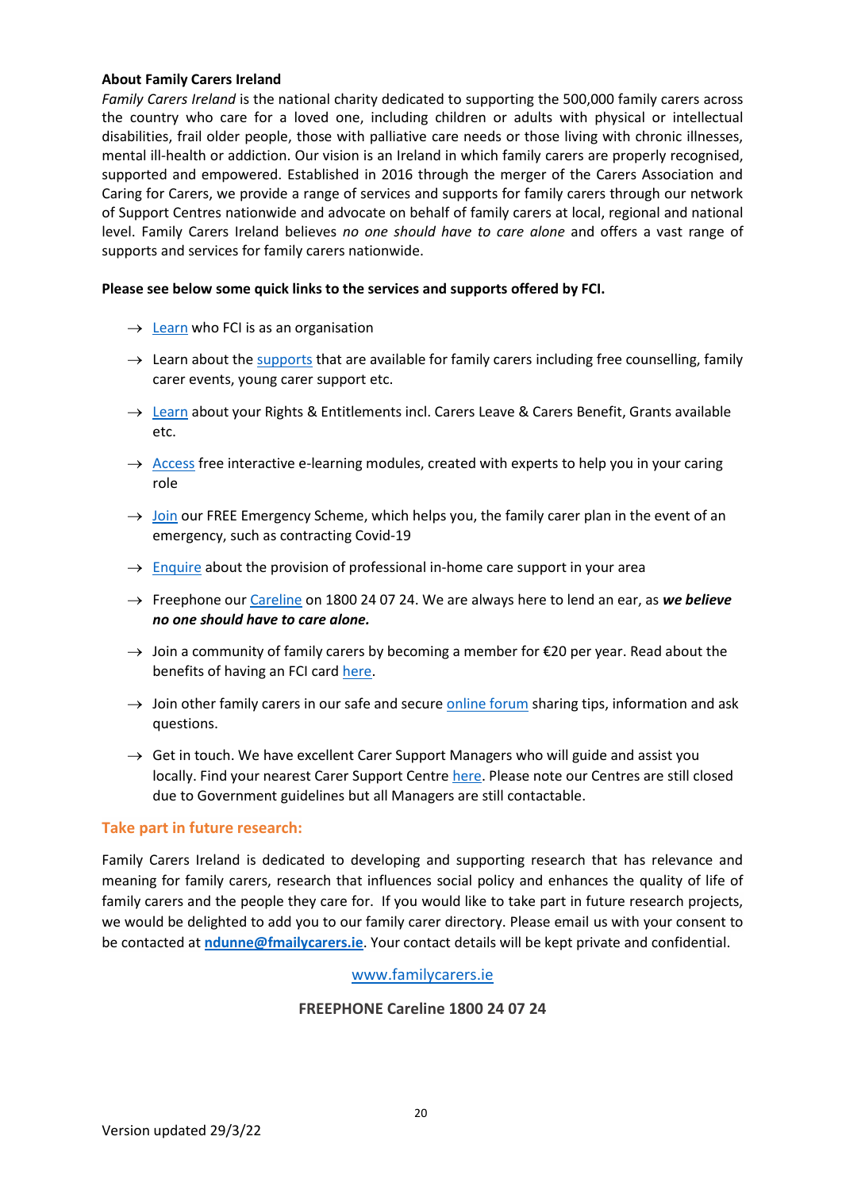**About Family Carers Ireland**

*Family Carers Ireland* is the national charity dedicated to supporting the 500,000 family carers across the country who care for a loved one, including children or adults with physical or intellectual disabilities, frail older people, those with palliative care needs or those living with chronic illnesses, mental ill-health or addiction. Our vision is an Ireland in which family carers are properly recognised, supported and empowered. Established in 2016 through the merger of the Carers Association and Caring for Carers, we provide a range of services and supports for family carers through our network of Support Centres nationwide and advocate on behalf of family carers at local, regional and national level. Family Carers Ireland believes *no one should have to care alone* and offers a vast range of supports and services for family carers nationwide.

**Please see below some quick links to the services and supports offered by FCI.**

- → Learn who FCI is as an organisation
- → Learn about the supports that are available for family carers including free counselling, family carer events, young carer support etc.
- → Learn about your Rights & Entitlements incl. Carers Leave & Carers Benefit, Grants available etc.
- → Access free interactive e-learning modules, created with experts to help you in your caring role
- → Join our FREE Emergency Scheme, which helps you, the family carer plan in the event of an emergency, such as contracting Covid-19
- → Enquire about the provision of professional in-home care support in your area
- → Freephone our Careline on 1800 24 07 24. We are always here to lend an ear, as ***we believe no one should have to care alone.***
- → Join a community of family carers by becoming a member for €20 per year. Read about the benefits of having an FCI card here.
- → Join other family carers in our safe and secure online forum sharing tips, information and ask questions.
- → Get in touch. We have excellent Carer Support Managers who will guide and assist you locally. Find your nearest Carer Support Centre here. Please note our Centres are still closed due to Government guidelines but all Managers are still contactable.

## Take part in future research:

Family Carers Ireland is dedicated to developing and supporting research that has relevance and meaning for family carers, research that influences social policy and enhances the quality of life of family carers and the people they care for. If you would like to take part in future research projects, we would be delighted to add you to our family carer directory. Please email us with your consent to be contacted at **ndunne@fmailycarers.ie**. Your contact details will be kept private and confidential.

www.familycarers.ie

**FREEPHONE Careline 1800 24 07 24**

Version updated 29/3/22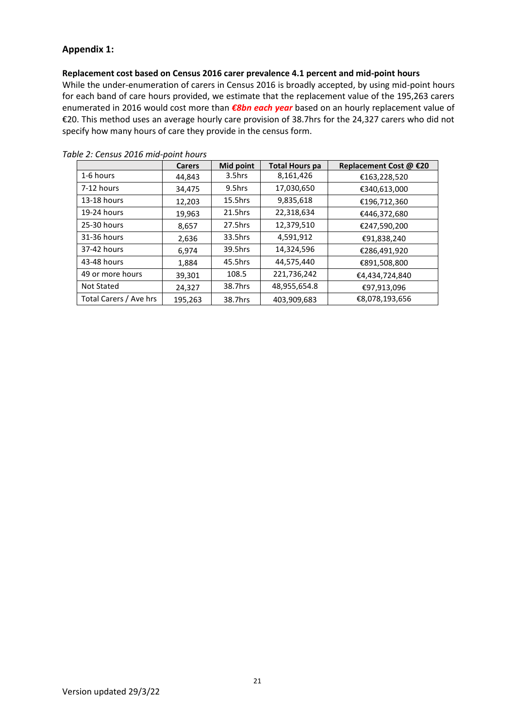## Appendix 1:

**Replacement cost based on Census 2016 carer prevalence 4.1 percent and mid-point hours**

While the under-enumeration of carers in Census 2016 is broadly accepted, by using mid-point hours for each band of care hours provided, we estimate that the replacement value of the 195,263 carers enumerated in 2016 would cost more than ***€8bn each year*** based on an hourly replacement value of €20. This method uses an average hourly care provision of 38.7hrs for the 24,327 carers who did not specify how many hours of care they provide in the census form.

*Table 2: Census 2016 mid-point hours*

| | Carers | Mid point | Total Hours pa | Replacement Cost @ €20 |
|---|---|---|---|---|
| 1-6 hours | 44,843 | 3.5hrs | 8,161,426 | €163,228,520 |
| 7-12 hours | 34,475 | 9.5hrs | 17,030,650 | €340,613,000 |
| 13-18 hours | 12,203 | 15.5hrs | 9,835,618 | €196,712,360 |
| 19-24 hours | 19,963 | 21.5hrs | 22,318,634 | €446,372,680 |
| 25-30 hours | 8,657 | 27.5hrs | 12,379,510 | €247,590,200 |
| 31-36 hours | 2,636 | 33.5hrs | 4,591,912 | €91,838,240 |
| 37-42 hours | 6,974 | 39.5hrs | 14,324,596 | €286,491,920 |
| 43-48 hours | 1,884 | 45.5hrs | 44,575,440 | €891,508,800 |
| 49 or more hours | 39,301 | 108.5 | 221,736,242 | €4,434,724,840 |
| Not Stated | 24,327 | 38.7hrs | 48,955,654.8 | €97,913,096 |
| Total Carers / Ave hrs | 195,263 | 38.7hrs | 403,909,683 | €8,078,193,656 |

Version updated 29/3/22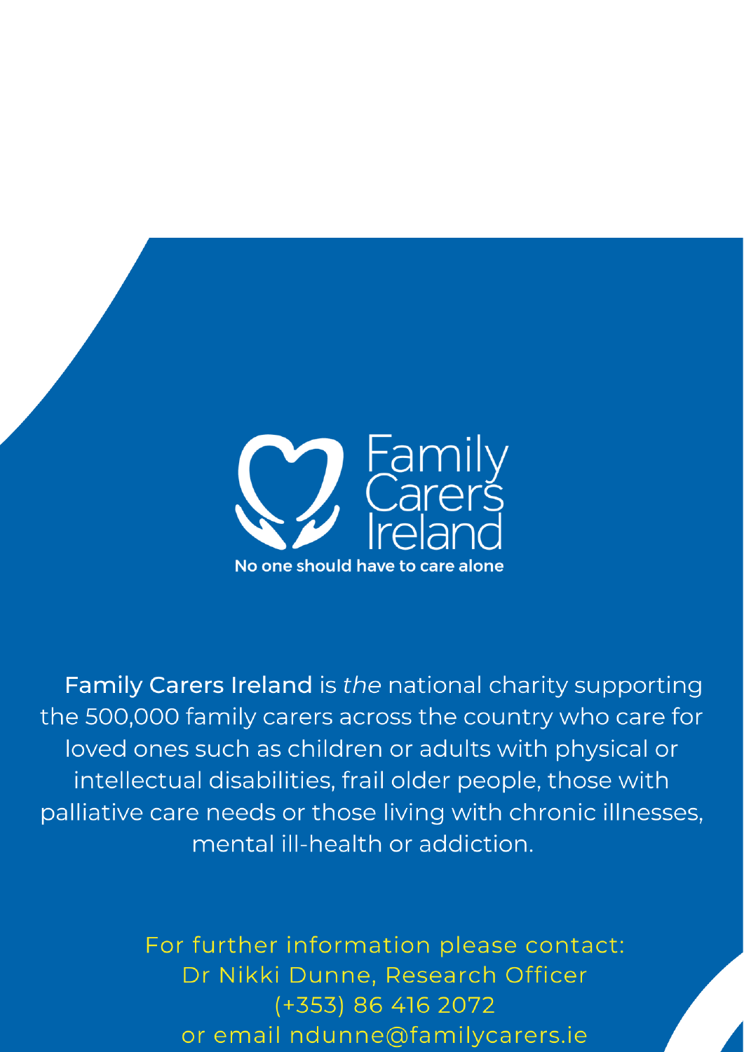Family Carers Ireland

No one should have to care alone

**Family Carers Ireland** is *the* national charity supporting the 500,000 family carers across the country who care for loved ones such as children or adults with physical or intellectual disabilities, frail older people, those with palliative care needs or those living with chronic illnesses, mental ill-health or addiction.

For further information please contact:
Dr Nikki Dunne, Research Officer
(+353) 86 416 2072
or email ndunne@familycarers.ie